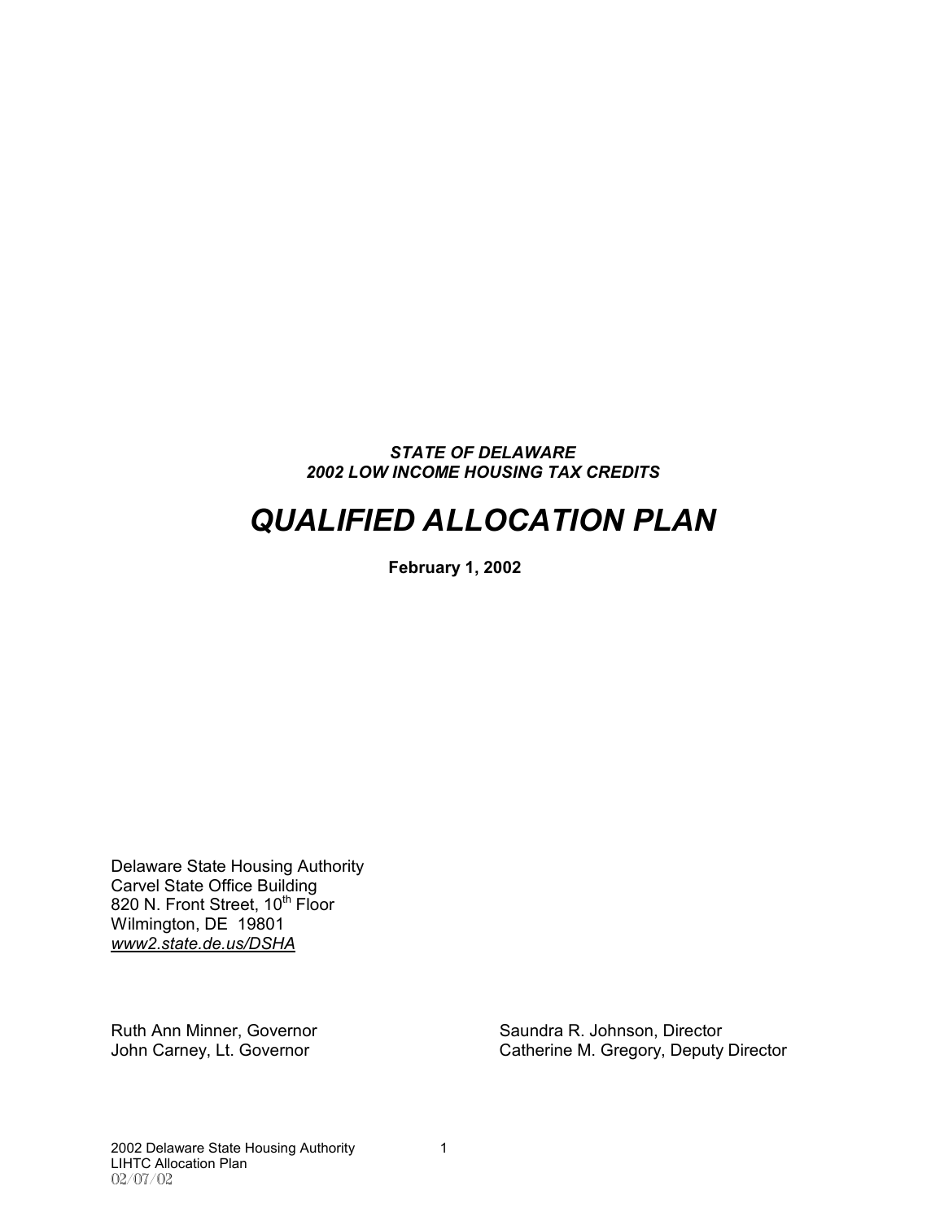***STATE OF DELAWARE***
***2002 LOW INCOME HOUSING TAX CREDITS***

# *QUALIFIED ALLOCATION PLAN*

**February 1, 2002**

Delaware State Housing Authority
Carvel State Office Building
820 N. Front Street, 10th Floor
Wilmington, DE 19801
*www2.state.de.us/DSHA*

Ruth Ann Minner, Governor
John Carney, Lt. Governor

Saundra R. Johnson, Director
Catherine M. Gregory, Deputy Director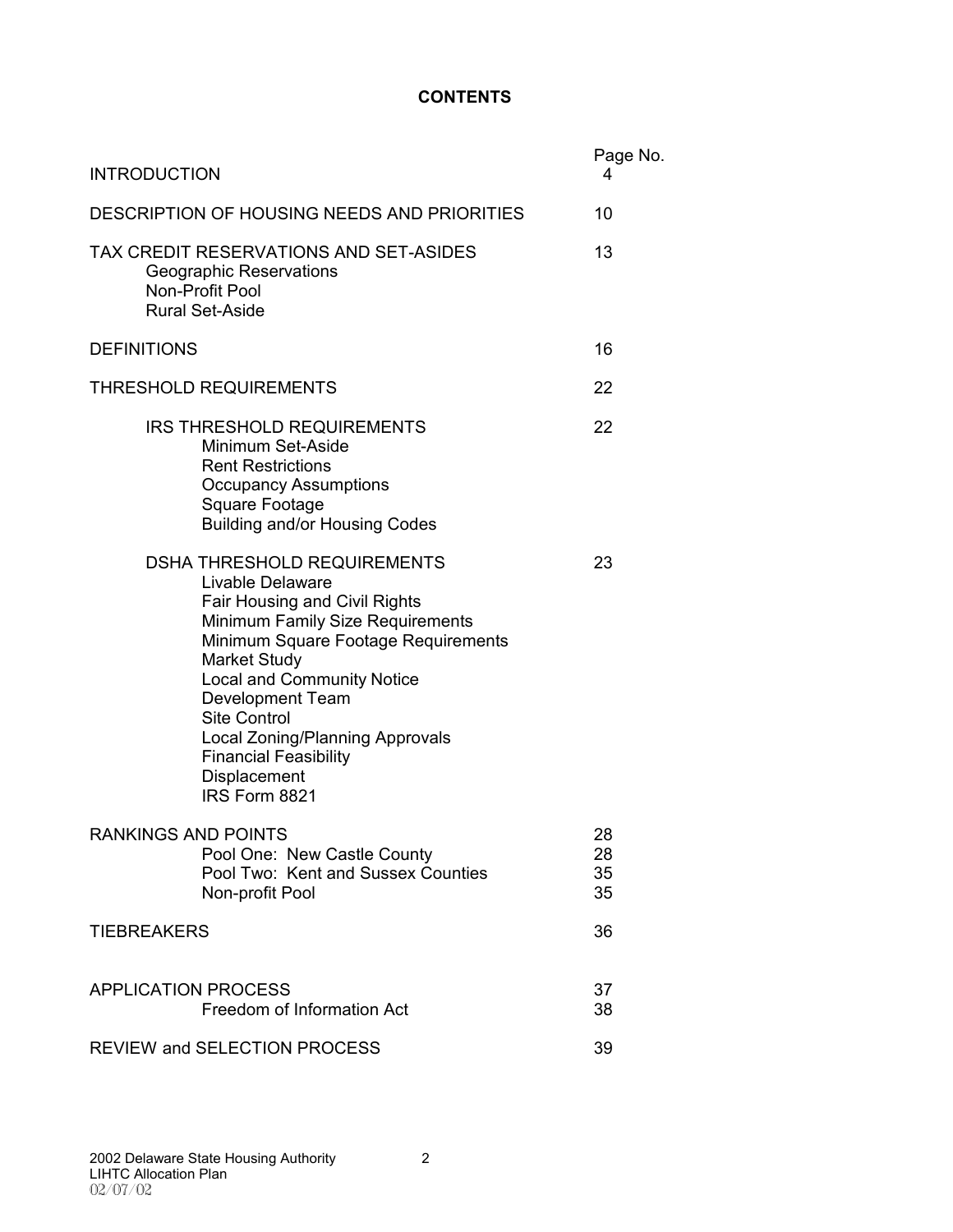# CONTENTS

| | Page No. |
|---|---|
| INTRODUCTION | 4 |
| DESCRIPTION OF HOUSING NEEDS AND PRIORITIES | 10 |
| TAX CREDIT RESERVATIONS AND SET-ASIDES | 13 |
| Geographic Reservations | |
| Non-Profit Pool | |
| Rural Set-Aside | |
| DEFINITIONS | 16 |
| THRESHOLD REQUIREMENTS | 22 |
| IRS THRESHOLD REQUIREMENTS | 22 |
| Minimum Set-Aside | |
| Rent Restrictions | |
| Occupancy Assumptions | |
| Square Footage | |
| Building and/or Housing Codes | |
| DSHA THRESHOLD REQUIREMENTS | 23 |
| Livable Delaware | |
| Fair Housing and Civil Rights | |
| Minimum Family Size Requirements | |
| Minimum Square Footage Requirements | |
| Market Study | |
| Local and Community Notice | |
| Development Team | |
| Site Control | |
| Local Zoning/Planning Approvals | |
| Financial Feasibility | |
| Displacement | |
| IRS Form 8821 | |
| RANKINGS AND POINTS | 28 |
| Pool One: New Castle County | 28 |
| Pool Two: Kent and Sussex Counties | 35 |
| Non-profit Pool | 35 |
| TIEBREAKERS | 36 |
| APPLICATION PROCESS | 37 |
| Freedom of Information Act | 38 |
| REVIEW and SELECTION PROCESS | 39 |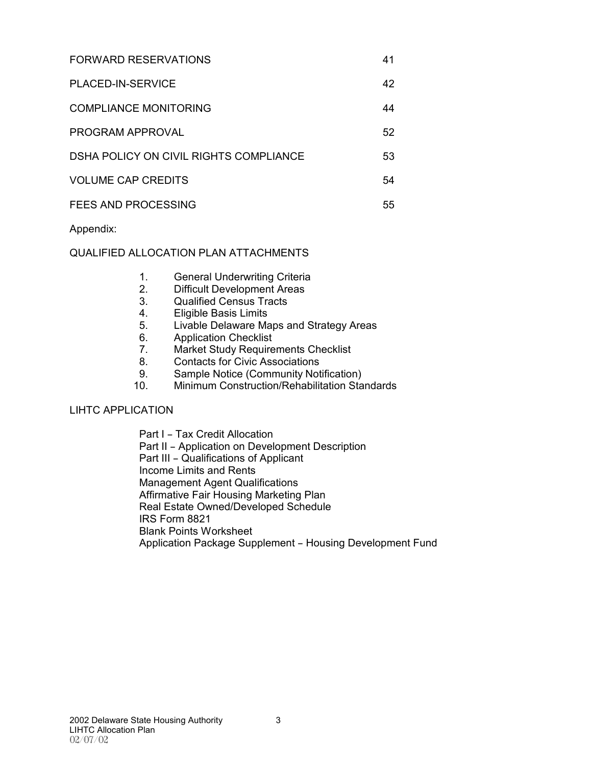| | |
|---|---|
| FORWARD RESERVATIONS | 41 |
| PLACED-IN-SERVICE | 42 |
| COMPLIANCE MONITORING | 44 |
| PROGRAM APPROVAL | 52 |
| DSHA POLICY ON CIVIL RIGHTS COMPLIANCE | 53 |
| VOLUME CAP CREDITS | 54 |
| FEES AND PROCESSING | 55 |

Appendix:

QUALIFIED ALLOCATION PLAN ATTACHMENTS

1. General Underwriting Criteria
2. Difficult Development Areas
3. Qualified Census Tracts
4. Eligible Basis Limits
5. Livable Delaware Maps and Strategy Areas
6. Application Checklist
7. Market Study Requirements Checklist
8. Contacts for Civic Associations
9. Sample Notice (Community Notification)
10. Minimum Construction/Rehabilitation Standards

LIHTC APPLICATION

- Part I – Tax Credit Allocation
- Part II – Application on Development Description
- Part III – Qualifications of Applicant
- Income Limits and Rents
- Management Agent Qualifications
- Affirmative Fair Housing Marketing Plan
- Real Estate Owned/Developed Schedule
- IRS Form 8821
- Blank Points Worksheet
- Application Package Supplement – Housing Development Fund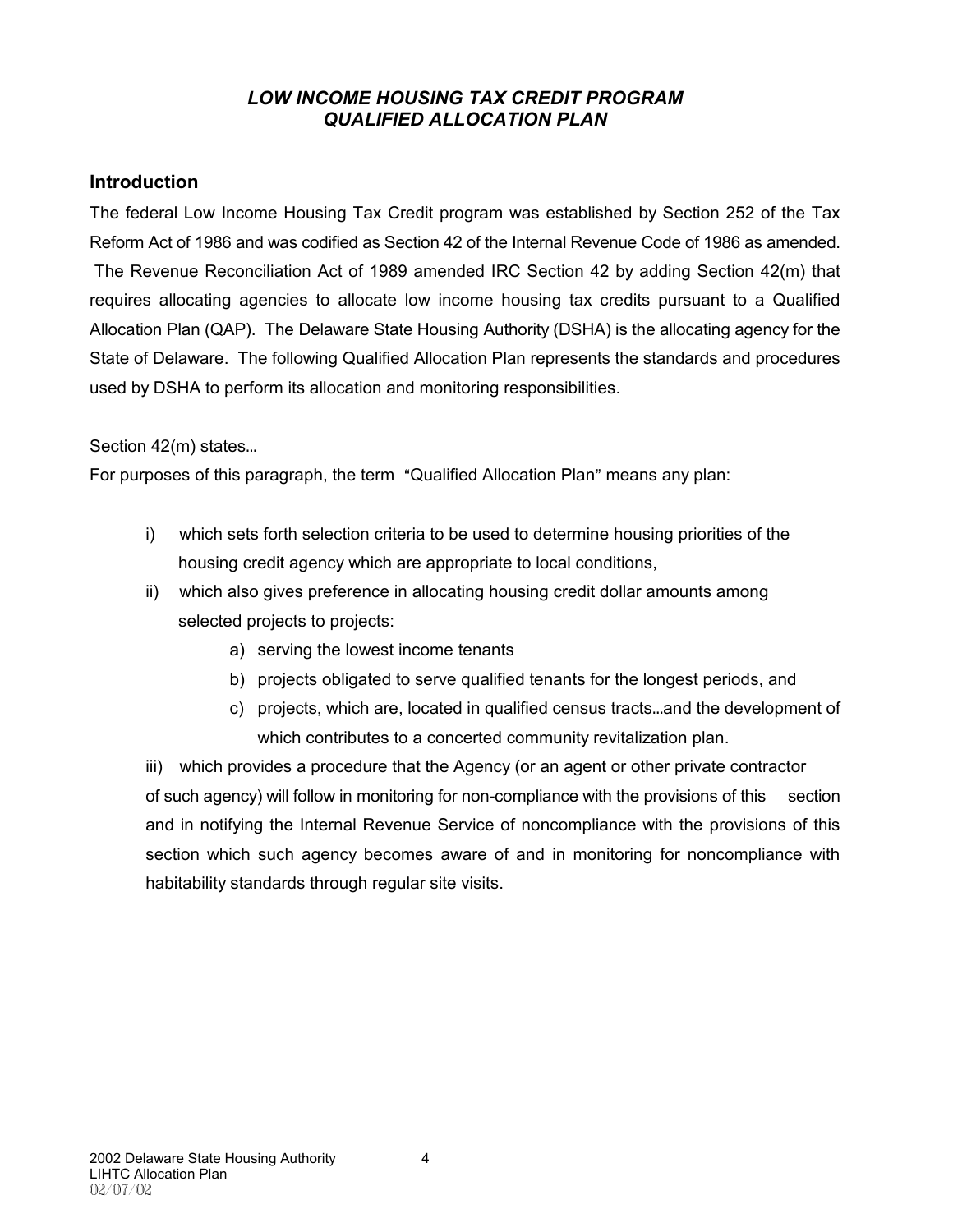# *LOW INCOME HOUSING TAX CREDIT PROGRAM QUALIFIED ALLOCATION PLAN*

## Introduction

The federal Low Income Housing Tax Credit program was established by Section 252 of the Tax Reform Act of 1986 and was codified as Section 42 of the Internal Revenue Code of 1986 as amended. The Revenue Reconciliation Act of 1989 amended IRC Section 42 by adding Section 42(m) that requires allocating agencies to allocate low income housing tax credits pursuant to a Qualified Allocation Plan (QAP). The Delaware State Housing Authority (DSHA) is the allocating agency for the State of Delaware. The following Qualified Allocation Plan represents the standards and procedures used by DSHA to perform its allocation and monitoring responsibilities.

Section 42(m) states…

For purposes of this paragraph, the term "Qualified Allocation Plan" means any plan:

i) which sets forth selection criteria to be used to determine housing priorities of the housing credit agency which are appropriate to local conditions,

ii) which also gives preference in allocating housing credit dollar amounts among selected projects to projects:

   a) serving the lowest income tenants
   b) projects obligated to serve qualified tenants for the longest periods, and
   c) projects, which are, located in qualified census tracts…and the development of which contributes to a concerted community revitalization plan.

iii) which provides a procedure that the Agency (or an agent or other private contractor of such agency) will follow in monitoring for non-compliance with the provisions of this section and in notifying the Internal Revenue Service of noncompliance with the provisions of this section which such agency becomes aware of and in monitoring for noncompliance with habitability standards through regular site visits.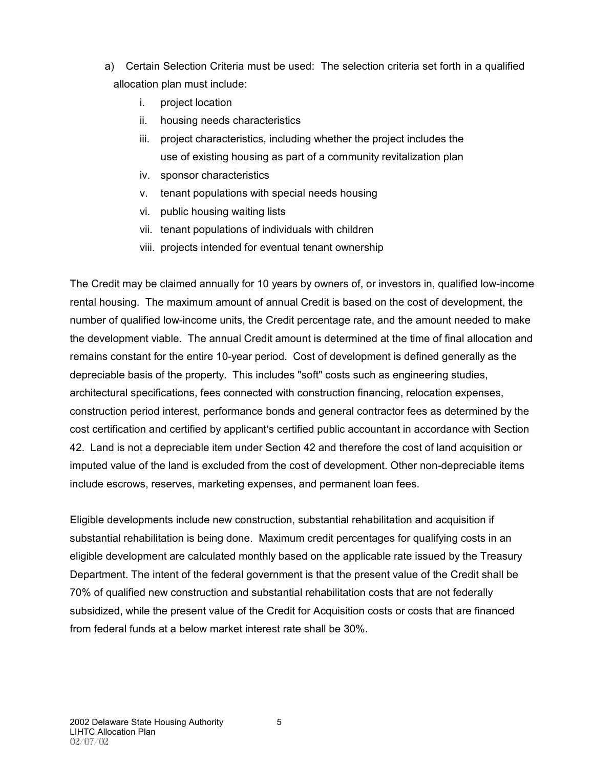a) Certain Selection Criteria must be used: The selection criteria set forth in a qualified allocation plan must include:

   i. project location
   ii. housing needs characteristics
   iii. project characteristics, including whether the project includes the use of existing housing as part of a community revitalization plan
   iv. sponsor characteristics
   v. tenant populations with special needs housing
   vi. public housing waiting lists
   vii. tenant populations of individuals with children
   viii. projects intended for eventual tenant ownership

The Credit may be claimed annually for 10 years by owners of, or investors in, qualified low-income rental housing. The maximum amount of annual Credit is based on the cost of development, the number of qualified low-income units, the Credit percentage rate, and the amount needed to make the development viable. The annual Credit amount is determined at the time of final allocation and remains constant for the entire 10-year period. Cost of development is defined generally as the depreciable basis of the property. This includes "soft" costs such as engineering studies, architectural specifications, fees connected with construction financing, relocation expenses, construction period interest, performance bonds and general contractor fees as determined by the cost certification and certified by applicant's certified public accountant in accordance with Section 42. Land is not a depreciable item under Section 42 and therefore the cost of land acquisition or imputed value of the land is excluded from the cost of development. Other non-depreciable items include escrows, reserves, marketing expenses, and permanent loan fees.

Eligible developments include new construction, substantial rehabilitation and acquisition if substantial rehabilitation is being done. Maximum credit percentages for qualifying costs in an eligible development are calculated monthly based on the applicable rate issued by the Treasury Department. The intent of the federal government is that the present value of the Credit shall be 70% of qualified new construction and substantial rehabilitation costs that are not federally subsidized, while the present value of the Credit for Acquisition costs or costs that are financed from federal funds at a below market interest rate shall be 30%.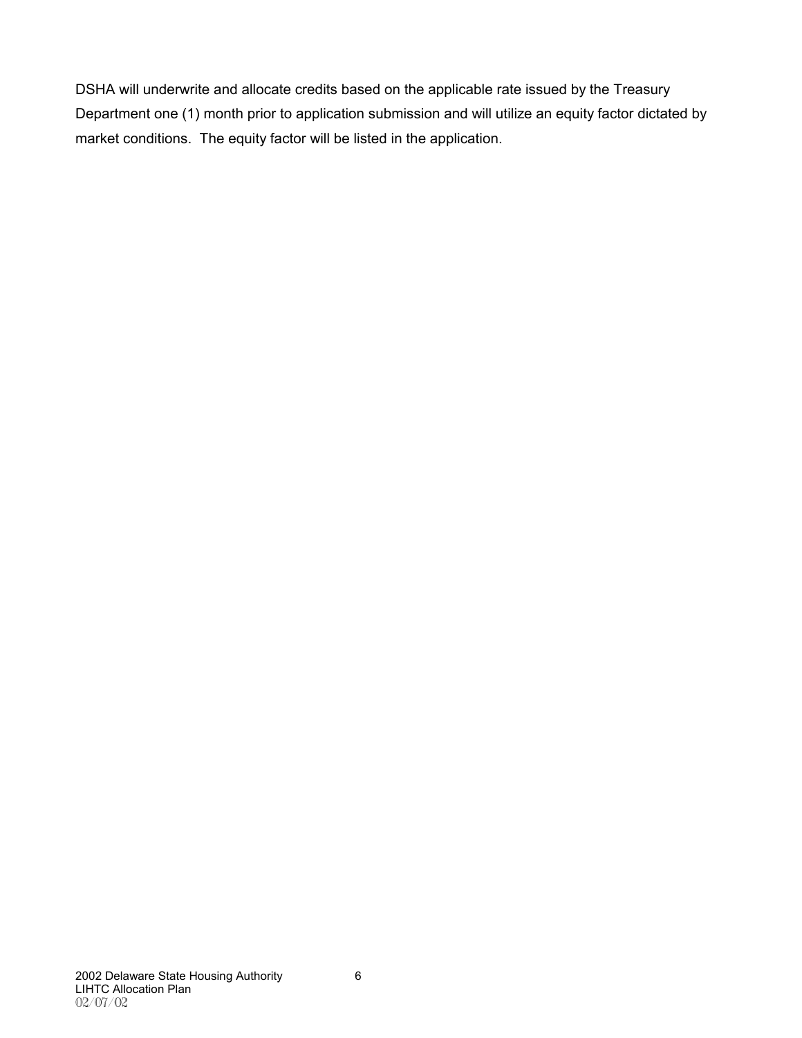DSHA will underwrite and allocate credits based on the applicable rate issued by the Treasury Department one (1) month prior to application submission and will utilize an equity factor dictated by market conditions.  The equity factor will be listed in the application.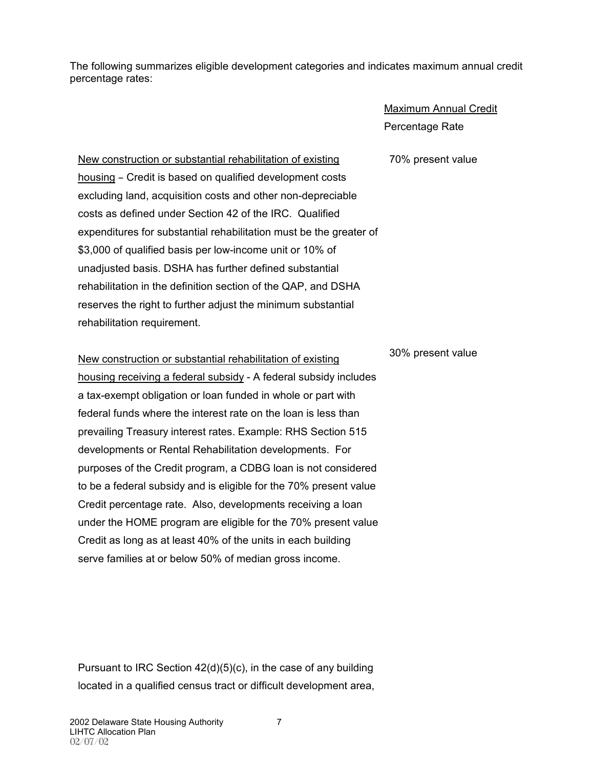The following summarizes eligible development categories and indicates maximum annual credit percentage rates:

| | Maximum Annual Credit Percentage Rate |
|---|---|
| New construction or substantial rehabilitation of existing housing – Credit is based on qualified development costs excluding land, acquisition costs and other non-depreciable costs as defined under Section 42 of the IRC. Qualified expenditures for substantial rehabilitation must be the greater of $3,000 of qualified basis per low-income unit or 10% of unadjusted basis. DSHA has further defined substantial rehabilitation in the definition section of the QAP, and DSHA reserves the right to further adjust the minimum substantial rehabilitation requirement. | 70% present value |
| New construction or substantial rehabilitation of existing housing receiving a federal subsidy - A federal subsidy includes a tax-exempt obligation or loan funded in whole or part with federal funds where the interest rate on the loan is less than prevailing Treasury interest rates. Example: RHS Section 515 developments or Rental Rehabilitation developments. For purposes of the Credit program, a CDBG loan is not considered to be a federal subsidy and is eligible for the 70% present value Credit percentage rate. Also, developments receiving a loan under the HOME program are eligible for the 70% present value Credit as long as at least 40% of the units in each building serve families at or below 50% of median gross income. | 30% present value |

Pursuant to IRC Section 42(d)(5)(c), in the case of any building located in a qualified census tract or difficult development area,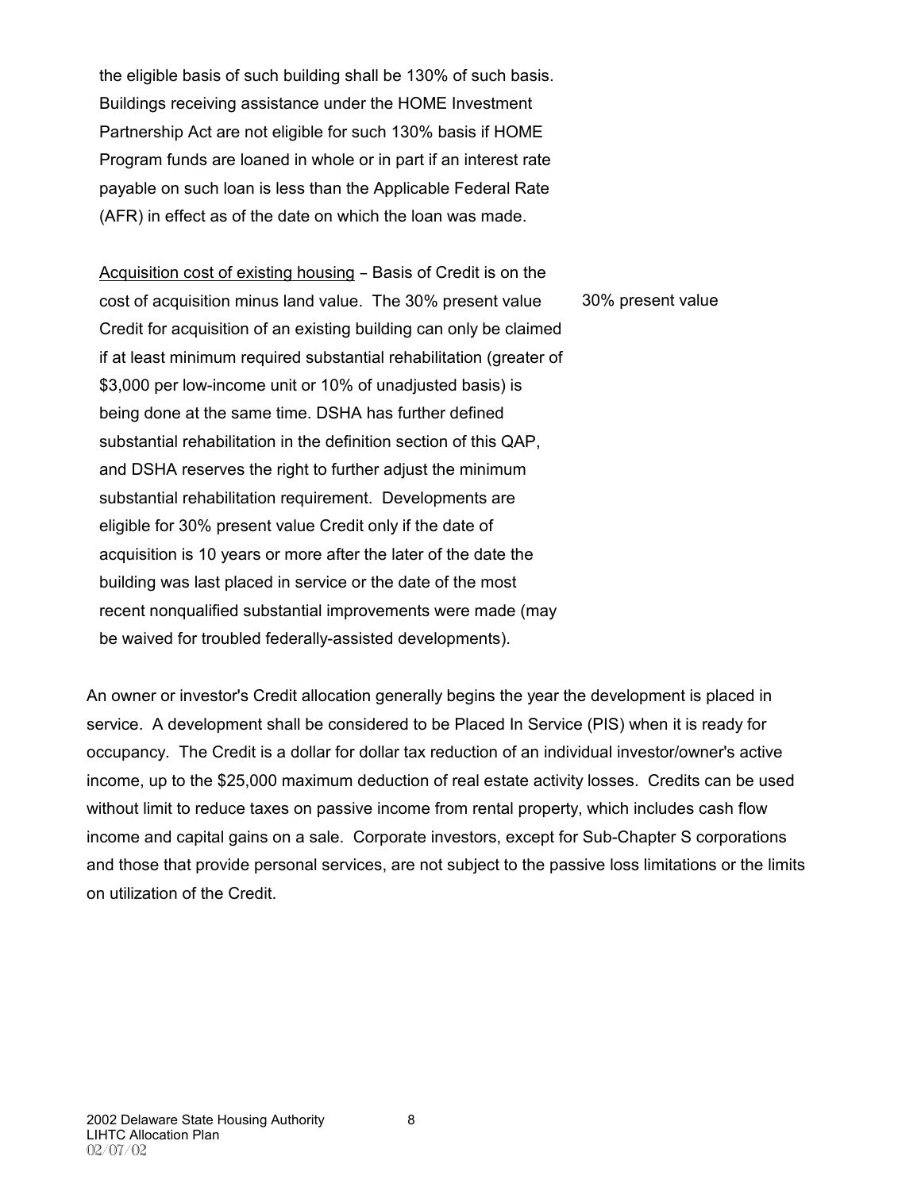the eligible basis of such building shall be 130% of such basis. Buildings receiving assistance under the HOME Investment Partnership Act are not eligible for such 130% basis if HOME Program funds are loaned in whole or in part if an interest rate payable on such loan is less than the Applicable Federal Rate (AFR) in effect as of the date on which the loan was made.

<u>Acquisition cost of existing housing</u> – Basis of Credit is on the cost of acquisition minus land value. The 30% present value Credit for acquisition of an existing building can only be claimed if at least minimum required substantial rehabilitation (greater of $3,000 per low-income unit or 10% of unadjusted basis) is being done at the same time. DSHA has further defined substantial rehabilitation in the definition section of this QAP, and DSHA reserves the right to further adjust the minimum substantial rehabilitation requirement. Developments are eligible for 30% present value Credit only if the date of acquisition is 10 years or more after the later of the date the building was last placed in service or the date of the most recent nonqualified substantial improvements were made (may be waived for troubled federally-assisted developments).

30% present value

An owner or investor's Credit allocation generally begins the year the development is placed in service. A development shall be considered to be Placed In Service (PIS) when it is ready for occupancy. The Credit is a dollar for dollar tax reduction of an individual investor/owner's active income, up to the $25,000 maximum deduction of real estate activity losses. Credits can be used without limit to reduce taxes on passive income from rental property, which includes cash flow income and capital gains on a sale. Corporate investors, except for Sub-Chapter S corporations and those that provide personal services, are not subject to the passive loss limitations or the limits on utilization of the Credit.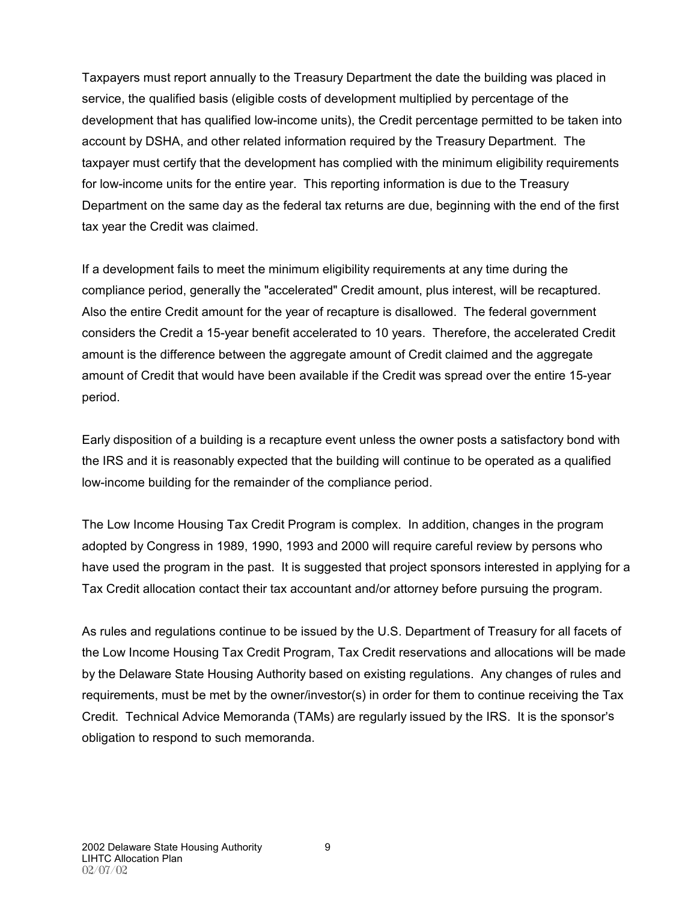Taxpayers must report annually to the Treasury Department the date the building was placed in service, the qualified basis (eligible costs of development multiplied by percentage of the development that has qualified low-income units), the Credit percentage permitted to be taken into account by DSHA, and other related information required by the Treasury Department. The taxpayer must certify that the development has complied with the minimum eligibility requirements for low-income units for the entire year. This reporting information is due to the Treasury Department on the same day as the federal tax returns are due, beginning with the end of the first tax year the Credit was claimed.

If a development fails to meet the minimum eligibility requirements at any time during the compliance period, generally the "accelerated" Credit amount, plus interest, will be recaptured. Also the entire Credit amount for the year of recapture is disallowed. The federal government considers the Credit a 15-year benefit accelerated to 10 years. Therefore, the accelerated Credit amount is the difference between the aggregate amount of Credit claimed and the aggregate amount of Credit that would have been available if the Credit was spread over the entire 15-year period.

Early disposition of a building is a recapture event unless the owner posts a satisfactory bond with the IRS and it is reasonably expected that the building will continue to be operated as a qualified low-income building for the remainder of the compliance period.

The Low Income Housing Tax Credit Program is complex. In addition, changes in the program adopted by Congress in 1989, 1990, 1993 and 2000 will require careful review by persons who have used the program in the past. It is suggested that project sponsors interested in applying for a Tax Credit allocation contact their tax accountant and/or attorney before pursuing the program.

As rules and regulations continue to be issued by the U.S. Department of Treasury for all facets of the Low Income Housing Tax Credit Program, Tax Credit reservations and allocations will be made by the Delaware State Housing Authority based on existing regulations. Any changes of rules and requirements, must be met by the owner/investor(s) in order for them to continue receiving the Tax Credit. Technical Advice Memoranda (TAMs) are regularly issued by the IRS. It is the sponsor's obligation to respond to such memoranda.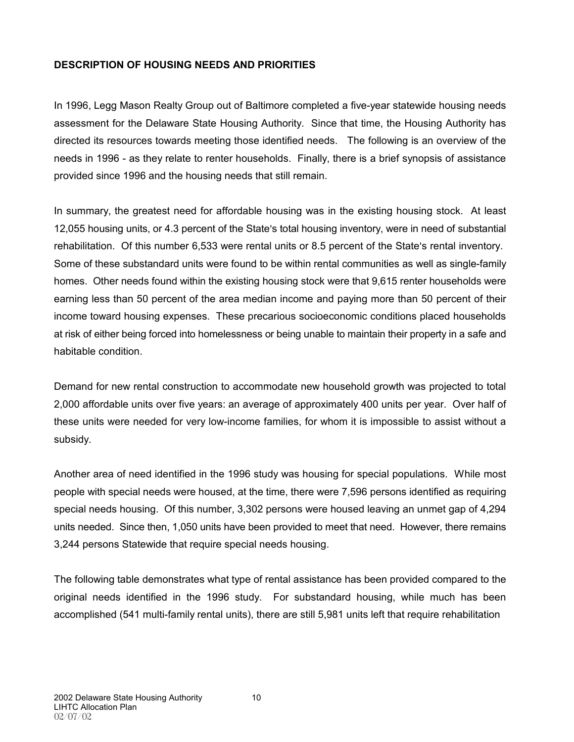**DESCRIPTION OF HOUSING NEEDS AND PRIORITIES**

In 1996, Legg Mason Realty Group out of Baltimore completed a five-year statewide housing needs assessment for the Delaware State Housing Authority. Since that time, the Housing Authority has directed its resources towards meeting those identified needs. The following is an overview of the needs in 1996 - as they relate to renter households. Finally, there is a brief synopsis of assistance provided since 1996 and the housing needs that still remain.

In summary, the greatest need for affordable housing was in the existing housing stock. At least 12,055 housing units, or 4.3 percent of the State's total housing inventory, were in need of substantial rehabilitation. Of this number 6,533 were rental units or 8.5 percent of the State's rental inventory. Some of these substandard units were found to be within rental communities as well as single-family homes. Other needs found within the existing housing stock were that 9,615 renter households were earning less than 50 percent of the area median income and paying more than 50 percent of their income toward housing expenses. These precarious socioeconomic conditions placed households at risk of either being forced into homelessness or being unable to maintain their property in a safe and habitable condition.

Demand for new rental construction to accommodate new household growth was projected to total 2,000 affordable units over five years: an average of approximately 400 units per year. Over half of these units were needed for very low-income families, for whom it is impossible to assist without a subsidy.

Another area of need identified in the 1996 study was housing for special populations. While most people with special needs were housed, at the time, there were 7,596 persons identified as requiring special needs housing. Of this number, 3,302 persons were housed leaving an unmet gap of 4,294 units needed. Since then, 1,050 units have been provided to meet that need. However, there remains 3,244 persons Statewide that require special needs housing.

The following table demonstrates what type of rental assistance has been provided compared to the original needs identified in the 1996 study. For substandard housing, while much has been accomplished (541 multi-family rental units), there are still 5,981 units left that require rehabilitation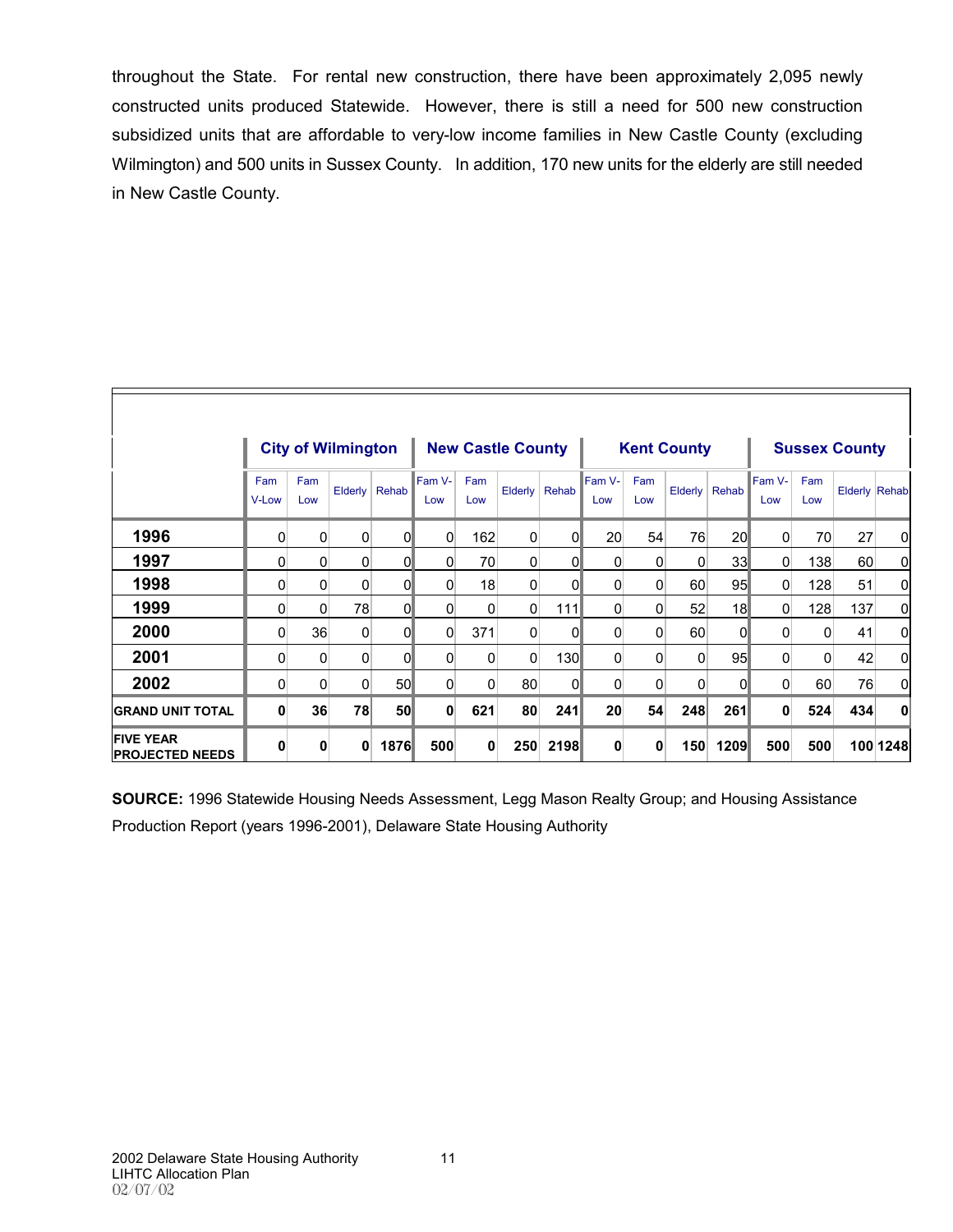throughout the State. For rental new construction, there have been approximately 2,095 newly constructed units produced Statewide. However, there is still a need for 500 new construction subsidized units that are affordable to very-low income families in New Castle County (excluding Wilmington) and 500 units in Sussex County. In addition, 170 new units for the elderly are still needed in New Castle County.

| | City of Wilmington | | | | New Castle County | | | | Kent County | | | | Sussex County | | | |
|---|---|---|---|---|---|---|---|---|---|---|---|---|---|---|---|---|
| | Fam V-Low | Fam Low | Elderly | Rehab | Fam V-Low | Fam Low | Elderly | Rehab | Fam V-Low | Fam Low | Elderly | Rehab | Fam V-Low | Fam Low | Elderly | Rehab |
| **1996** | 0 | 0 | 0 | 0 | 0 | 162 | 0 | 0 | 20 | 54 | 76 | 20 | 0 | 70 | 27 | 0 |
| **1997** | 0 | 0 | 0 | 0 | 0 | 70 | 0 | 0 | 0 | 0 | 0 | 33 | 0 | 138 | 60 | 0 |
| **1998** | 0 | 0 | 0 | 0 | 0 | 18 | 0 | 0 | 0 | 0 | 60 | 95 | 0 | 128 | 51 | 0 |
| **1999** | 0 | 0 | 78 | 0 | 0 | 0 | 0 | 111 | 0 | 0 | 52 | 18 | 0 | 128 | 137 | 0 |
| **2000** | 0 | 36 | 0 | 0 | 0 | 371 | 0 | 0 | 0 | 0 | 60 | 0 | 0 | 0 | 41 | 0 |
| **2001** | 0 | 0 | 0 | 0 | 0 | 0 | 0 | 130 | 0 | 0 | 0 | 95 | 0 | 0 | 42 | 0 |
| **2002** | 0 | 0 | 0 | 50 | 0 | 0 | 80 | 0 | 0 | 0 | 0 | 0 | 0 | 60 | 76 | 0 |
| **GRAND UNIT TOTAL** | **0** | **36** | **78** | **50** | **0** | **621** | **80** | **241** | **20** | **54** | **248** | **261** | **0** | **524** | **434** | **0** |
| **FIVE YEAR PROJECTED NEEDS** | **0** | **0** | **0** | **1876** | **500** | **0** | **250** | **2198** | **0** | **0** | **150** | **1209** | **500** | **500** | **100** | **1248** |

**SOURCE:** 1996 Statewide Housing Needs Assessment, Legg Mason Realty Group; and Housing Assistance Production Report (years 1996-2001), Delaware State Housing Authority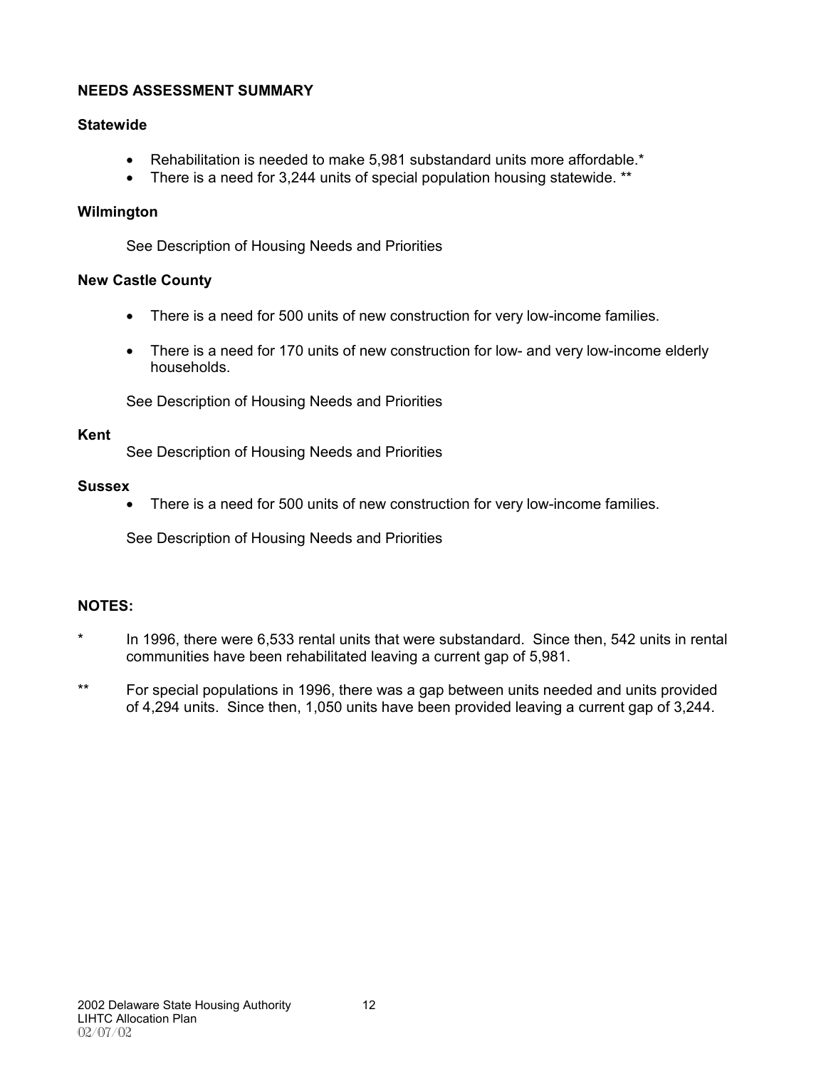## NEEDS ASSESSMENT SUMMARY

### Statewide

- Rehabilitation is needed to make 5,981 substandard units more affordable.*
- There is a need for 3,244 units of special population housing statewide. **

### Wilmington

See Description of Housing Needs and Priorities

### New Castle County

- There is a need for 500 units of new construction for very low-income families.
- There is a need for 170 units of new construction for low- and very low-income elderly households.

See Description of Housing Needs and Priorities

### Kent

See Description of Housing Needs and Priorities

### Sussex

- There is a need for 500 units of new construction for very low-income families.

See Description of Housing Needs and Priorities

### NOTES:

\* In 1996, there were 6,533 rental units that were substandard. Since then, 542 units in rental communities have been rehabilitated leaving a current gap of 5,981.

\** For special populations in 1996, there was a gap between units needed and units provided of 4,294 units. Since then, 1,050 units have been provided leaving a current gap of 3,244.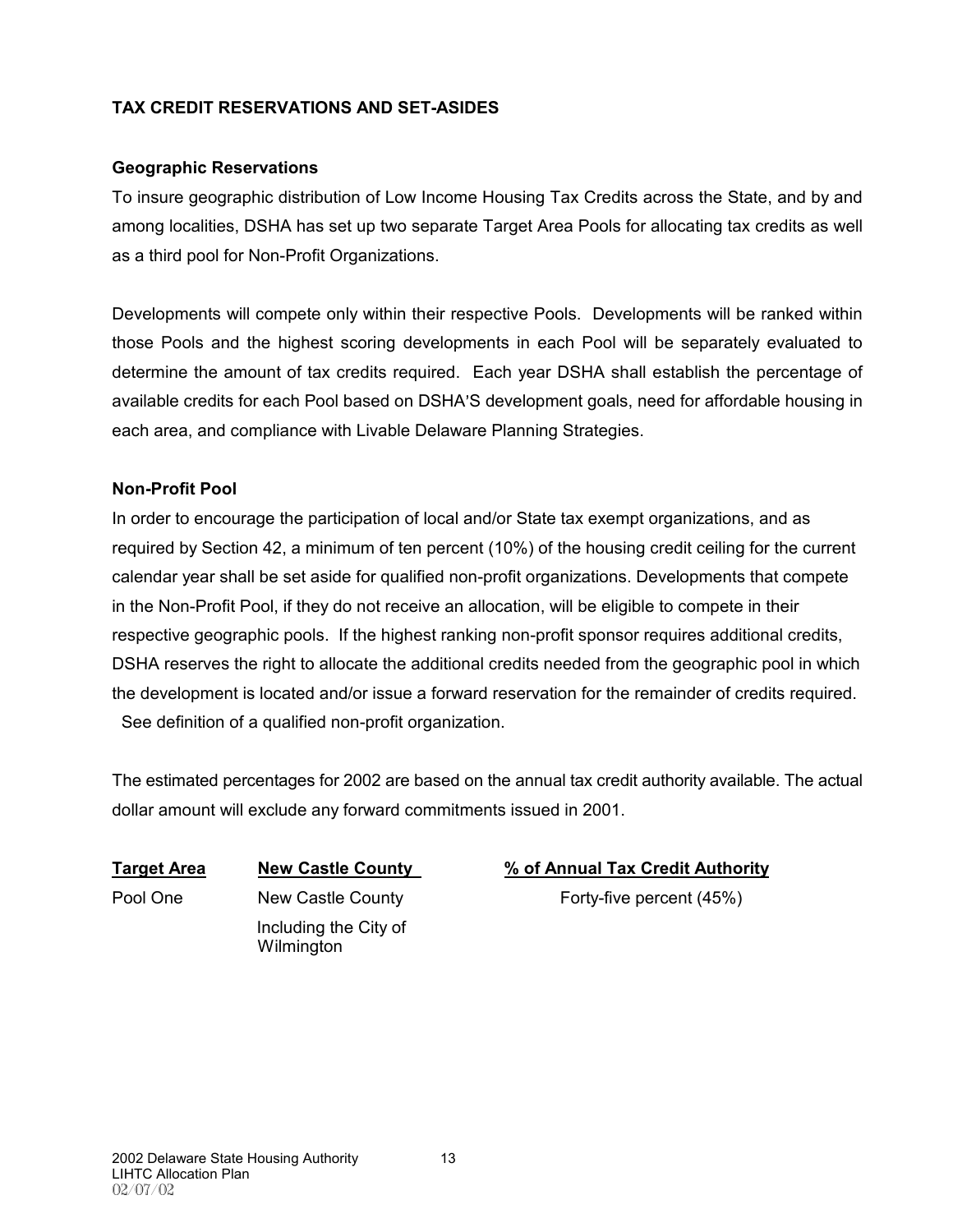## TAX CREDIT RESERVATIONS AND SET-ASIDES

### Geographic Reservations

To insure geographic distribution of Low Income Housing Tax Credits across the State, and by and among localities, DSHA has set up two separate Target Area Pools for allocating tax credits as well as a third pool for Non-Profit Organizations.

Developments will compete only within their respective Pools. Developments will be ranked within those Pools and the highest scoring developments in each Pool will be separately evaluated to determine the amount of tax credits required. Each year DSHA shall establish the percentage of available credits for each Pool based on DSHA'S development goals, need for affordable housing in each area, and compliance with Livable Delaware Planning Strategies.

### Non-Profit Pool

In order to encourage the participation of local and/or State tax exempt organizations, and as required by Section 42, a minimum of ten percent (10%) of the housing credit ceiling for the current calendar year shall be set aside for qualified non-profit organizations. Developments that compete in the Non-Profit Pool, if they do not receive an allocation, will be eligible to compete in their respective geographic pools. If the highest ranking non-profit sponsor requires additional credits, DSHA reserves the right to allocate the additional credits needed from the geographic pool in which the development is located and/or issue a forward reservation for the remainder of credits required. See definition of a qualified non-profit organization.

The estimated percentages for 2002 are based on the annual tax credit authority available. The actual dollar amount will exclude any forward commitments issued in 2001.

| Target Area | New Castle County | % of Annual Tax Credit Authority |
|---|---|---|
| Pool One | New Castle County Including the City of Wilmington | Forty-five percent (45%) |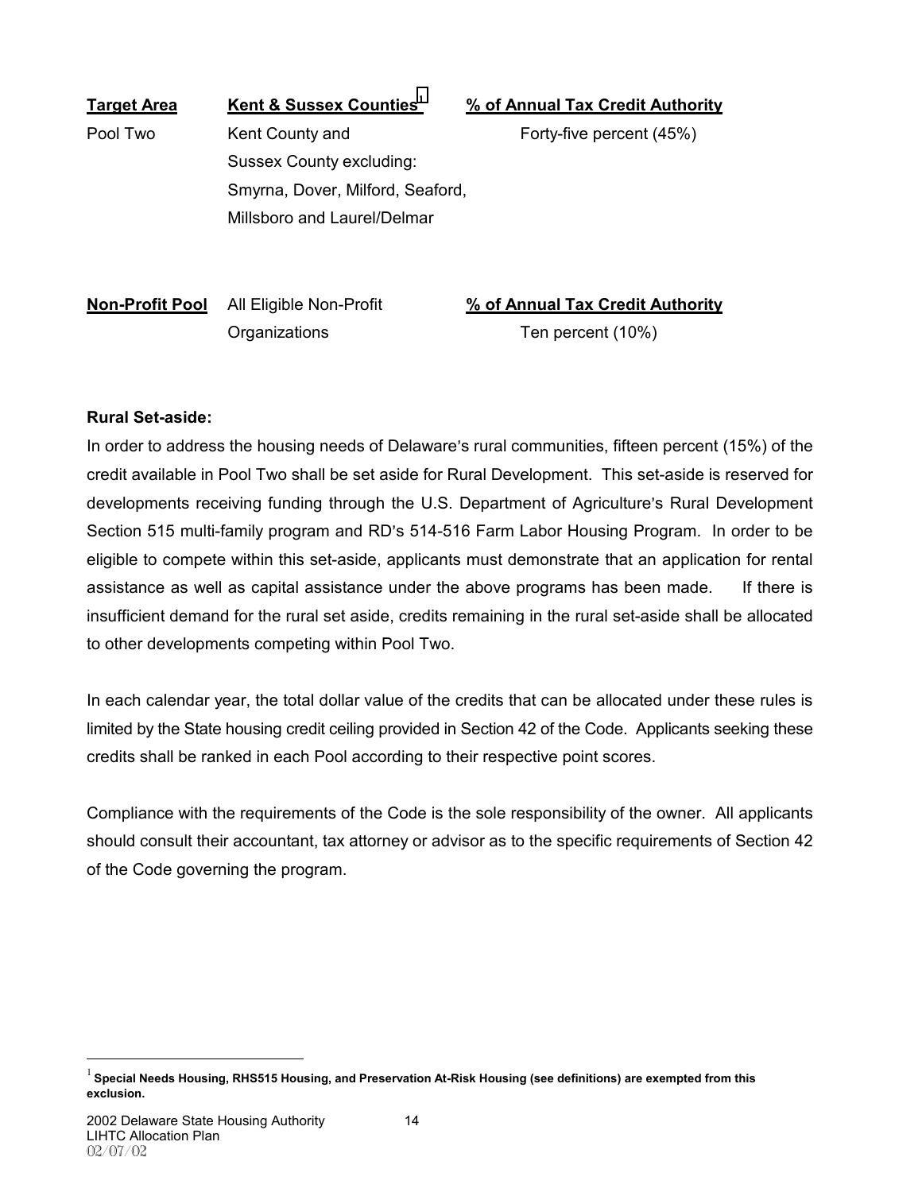| Target Area | Kent & Sussex Counties[1] | % of Annual Tax Credit Authority |
|---|---|---|
| Pool Two | Kent County and Sussex County excluding: Smyrna, Dover, Milford, Seaford, Millsboro and Laurel/Delmar | Forty-five percent (45%) |

| Non-Profit Pool | All Eligible Non-Profit Organizations | % of Annual Tax Credit Authority |
|---|---|---|
| | | Ten percent (10%) |

**Rural Set-aside:**

In order to address the housing needs of Delaware's rural communities, fifteen percent (15%) of the credit available in Pool Two shall be set aside for Rural Development. This set-aside is reserved for developments receiving funding through the U.S. Department of Agriculture's Rural Development Section 515 multi-family program and RD's 514-516 Farm Labor Housing Program. In order to be eligible to compete within this set-aside, applicants must demonstrate that an application for rental assistance as well as capital assistance under the above programs has been made. If there is insufficient demand for the rural set aside, credits remaining in the rural set-aside shall be allocated to other developments competing within Pool Two.

In each calendar year, the total dollar value of the credits that can be allocated under these rules is limited by the State housing credit ceiling provided in Section 42 of the Code. Applicants seeking these credits shall be ranked in each Pool according to their respective point scores.

Compliance with the requirements of the Code is the sole responsibility of the owner. All applicants should consult their accountant, tax attorney or advisor as to the specific requirements of Section 42 of the Code governing the program.

[1] **Special Needs Housing, RHS515 Housing, and Preservation At-Risk Housing (see definitions) are exempted from this exclusion.**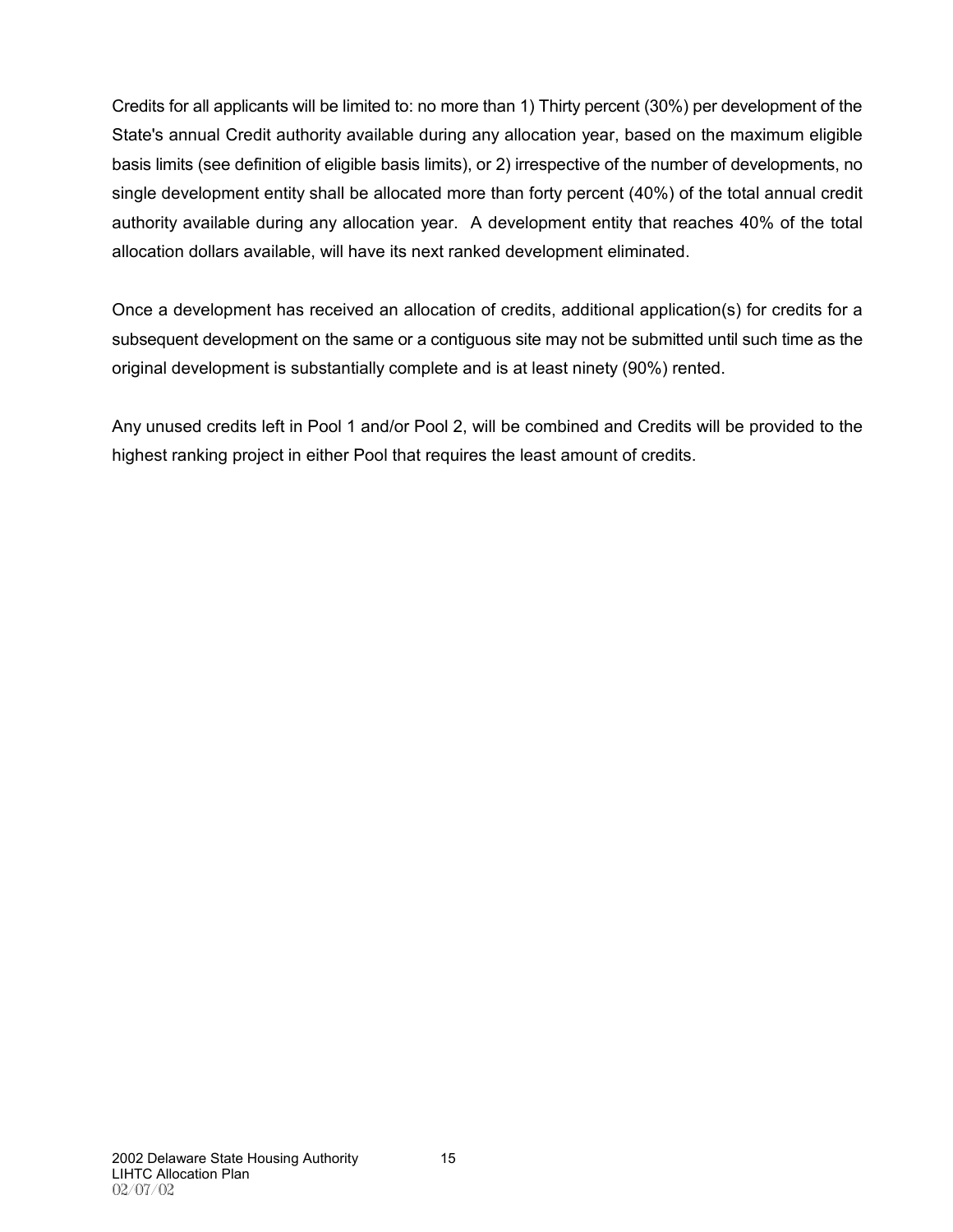Credits for all applicants will be limited to: no more than 1) Thirty percent (30%) per development of the State's annual Credit authority available during any allocation year, based on the maximum eligible basis limits (see definition of eligible basis limits), or 2) irrespective of the number of developments, no single development entity shall be allocated more than forty percent (40%) of the total annual credit authority available during any allocation year. A development entity that reaches 40% of the total allocation dollars available, will have its next ranked development eliminated.

Once a development has received an allocation of credits, additional application(s) for credits for a subsequent development on the same or a contiguous site may not be submitted until such time as the original development is substantially complete and is at least ninety (90%) rented.

Any unused credits left in Pool 1 and/or Pool 2, will be combined and Credits will be provided to the highest ranking project in either Pool that requires the least amount of credits.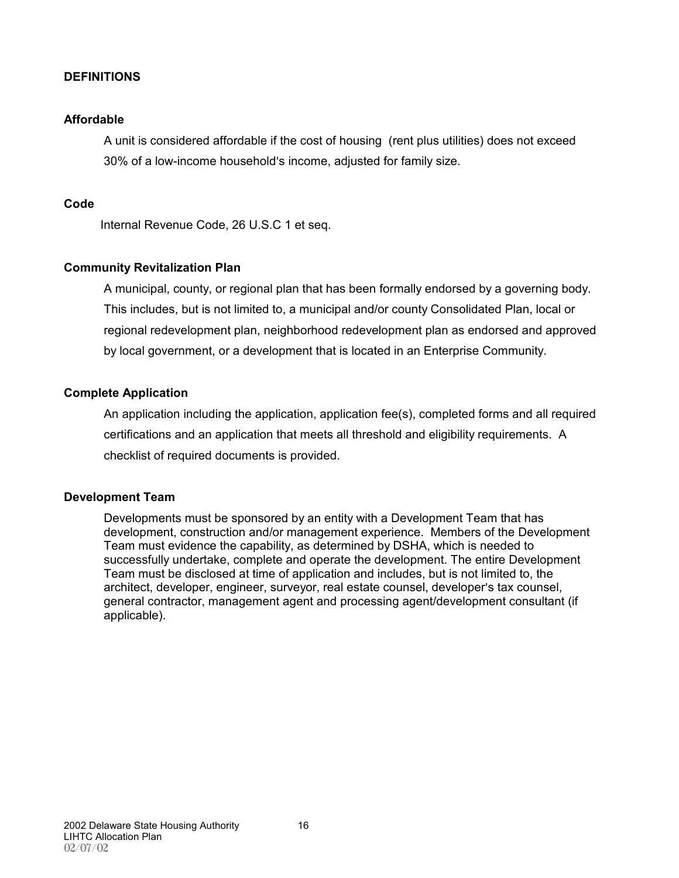## DEFINITIONS

### Affordable

A unit is considered affordable if the cost of housing (rent plus utilities) does not exceed 30% of a low-income household's income, adjusted for family size.

### Code

Internal Revenue Code, 26 U.S.C 1 et seq.

### Community Revitalization Plan

A municipal, county, or regional plan that has been formally endorsed by a governing body. This includes, but is not limited to, a municipal and/or county Consolidated Plan, local or regional redevelopment plan, neighborhood redevelopment plan as endorsed and approved by local government, or a development that is located in an Enterprise Community.

### Complete Application

An application including the application, application fee(s), completed forms and all required certifications and an application that meets all threshold and eligibility requirements. A checklist of required documents is provided.

### Development Team

Developments must be sponsored by an entity with a Development Team that has development, construction and/or management experience. Members of the Development Team must evidence the capability, as determined by DSHA, which is needed to successfully undertake, complete and operate the development. The entire Development Team must be disclosed at time of application and includes, but is not limited to, the architect, developer, engineer, surveyor, real estate counsel, developer's tax counsel, general contractor, management agent and processing agent/development consultant (if applicable).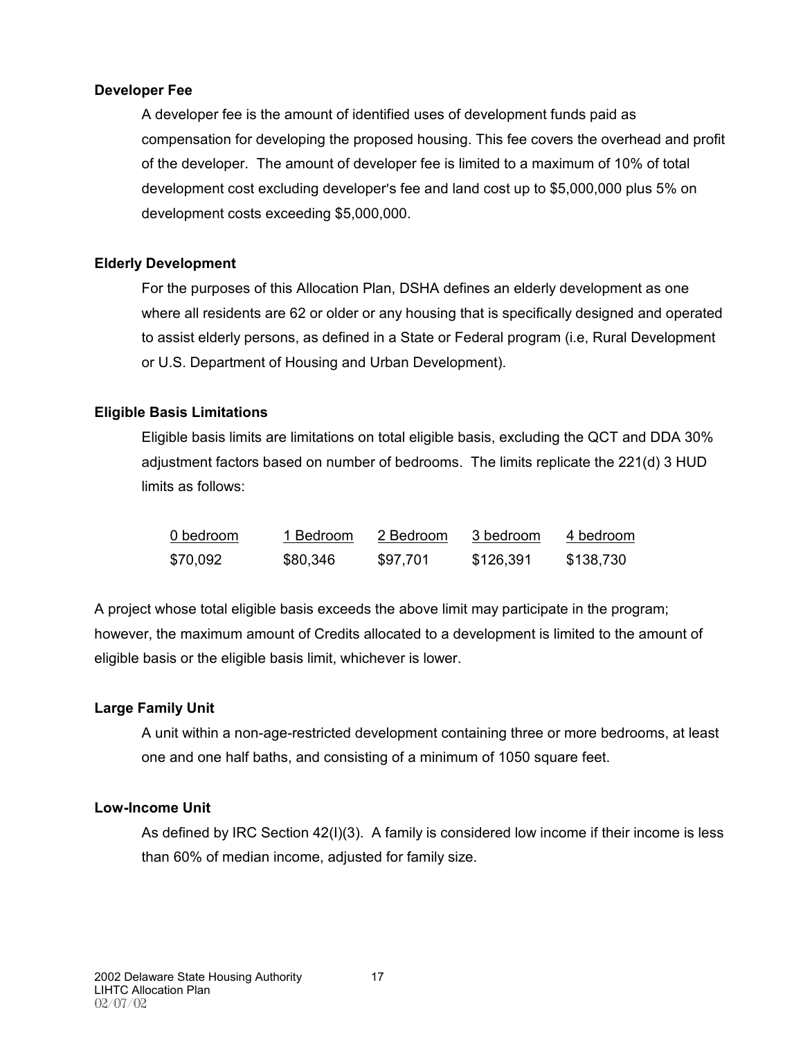**Developer Fee**

A developer fee is the amount of identified uses of development funds paid as compensation for developing the proposed housing. This fee covers the overhead and profit of the developer. The amount of developer fee is limited to a maximum of 10% of total development cost excluding developer's fee and land cost up to $5,000,000 plus 5% on development costs exceeding $5,000,000.

**Elderly Development**

For the purposes of this Allocation Plan, DSHA defines an elderly development as one where all residents are 62 or older or any housing that is specifically designed and operated to assist elderly persons, as defined in a State or Federal program (i.e, Rural Development or U.S. Department of Housing and Urban Development).

**Eligible Basis Limitations**

Eligible basis limits are limitations on total eligible basis, excluding the QCT and DDA 30% adjustment factors based on number of bedrooms. The limits replicate the 221(d) 3 HUD limits as follows:

| 0 bedroom | 1 Bedroom | 2 Bedroom | 3 bedroom | 4 bedroom |
|---|---|---|---|---|
| $70,092 | $80,346 | $97,701 | $126,391 | $138,730 |

A project whose total eligible basis exceeds the above limit may participate in the program; however, the maximum amount of Credits allocated to a development is limited to the amount of eligible basis or the eligible basis limit, whichever is lower.

**Large Family Unit**

A unit within a non-age-restricted development containing three or more bedrooms, at least one and one half baths, and consisting of a minimum of 1050 square feet.

**Low-Income Unit**

As defined by IRC Section 42(I)(3). A family is considered low income if their income is less than 60% of median income, adjusted for family size.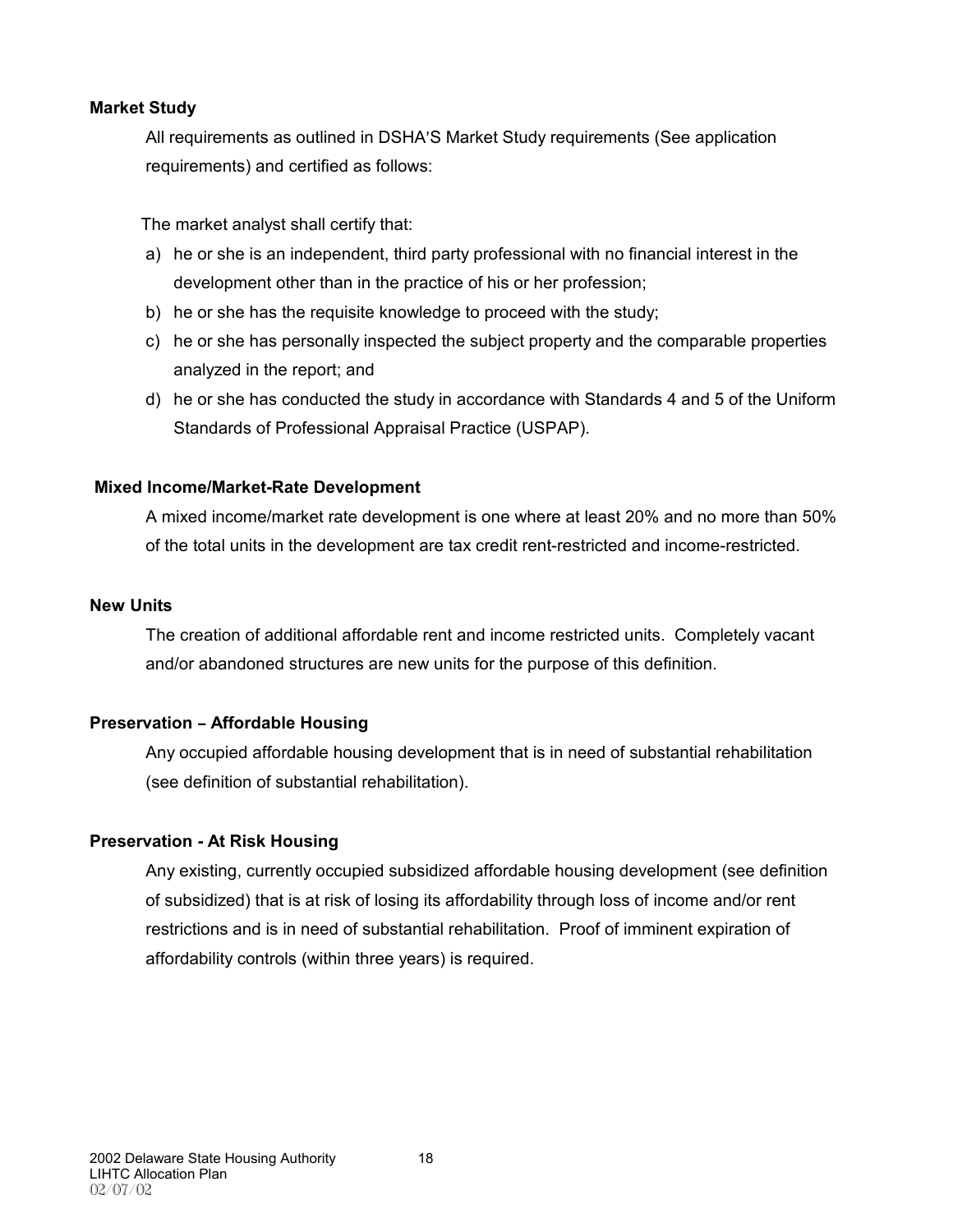**Market Study**

All requirements as outlined in DSHA'S Market Study requirements (See application requirements) and certified as follows:

The market analyst shall certify that:

a) he or she is an independent, third party professional with no financial interest in the development other than in the practice of his or her profession;
b) he or she has the requisite knowledge to proceed with the study;
c) he or she has personally inspected the subject property and the comparable properties analyzed in the report; and
d) he or she has conducted the study in accordance with Standards 4 and 5 of the Uniform Standards of Professional Appraisal Practice (USPAP).

**Mixed Income/Market-Rate Development**

A mixed income/market rate development is one where at least 20% and no more than 50% of the total units in the development are tax credit rent-restricted and income-restricted.

**New Units**

The creation of additional affordable rent and income restricted units. Completely vacant and/or abandoned structures are new units for the purpose of this definition.

**Preservation – Affordable Housing**

Any occupied affordable housing development that is in need of substantial rehabilitation (see definition of substantial rehabilitation).

**Preservation - At Risk Housing**

Any existing, currently occupied subsidized affordable housing development (see definition of subsidized) that is at risk of losing its affordability through loss of income and/or rent restrictions and is in need of substantial rehabilitation. Proof of imminent expiration of affordability controls (within three years) is required.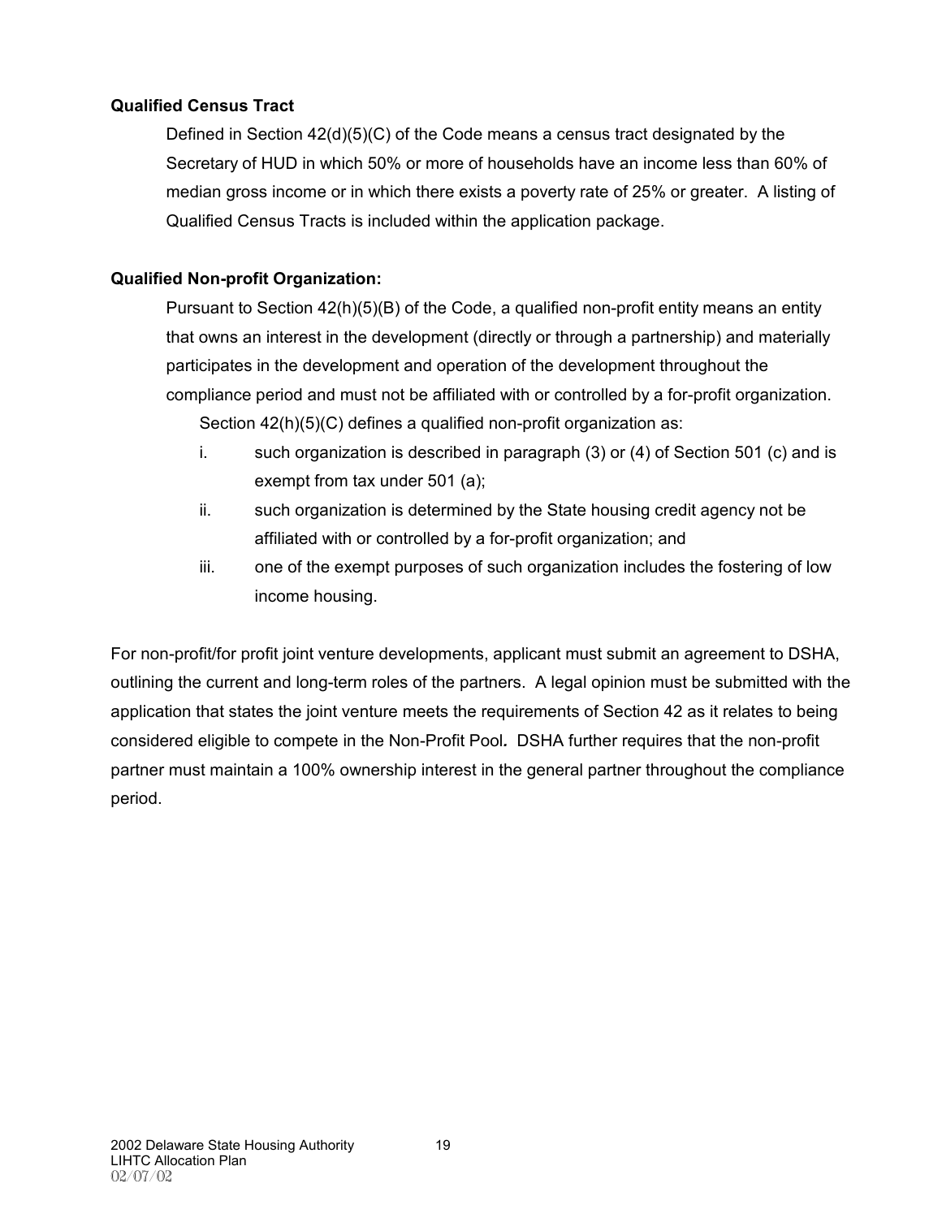**Qualified Census Tract**

Defined in Section 42(d)(5)(C) of the Code means a census tract designated by the Secretary of HUD in which 50% or more of households have an income less than 60% of median gross income or in which there exists a poverty rate of 25% or greater. A listing of Qualified Census Tracts is included within the application package.

**Qualified Non-profit Organization:**

Pursuant to Section 42(h)(5)(B) of the Code, a qualified non-profit entity means an entity that owns an interest in the development (directly or through a partnership) and materially participates in the development and operation of the development throughout the compliance period and must not be affiliated with or controlled by a for-profit organization.

Section 42(h)(5)(C) defines a qualified non-profit organization as:

i. such organization is described in paragraph (3) or (4) of Section 501 (c) and is exempt from tax under 501 (a);

ii. such organization is determined by the State housing credit agency not be affiliated with or controlled by a for-profit organization; and

iii. one of the exempt purposes of such organization includes the fostering of low income housing.

For non-profit/for profit joint venture developments, applicant must submit an agreement to DSHA, outlining the current and long-term roles of the partners. A legal opinion must be submitted with the application that states the joint venture meets the requirements of Section 42 as it relates to being considered eligible to compete in the Non-Profit Pool**.** DSHA further requires that the non-profit partner must maintain a 100% ownership interest in the general partner throughout the compliance period.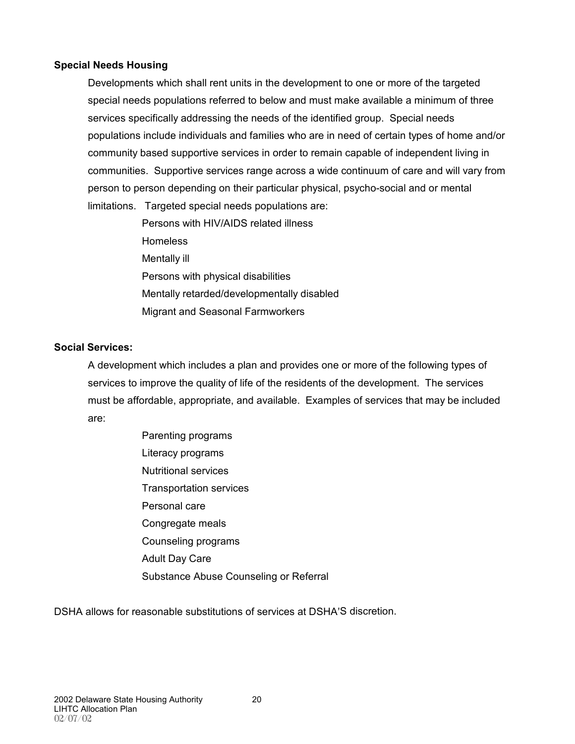**Special Needs Housing**

Developments which shall rent units in the development to one or more of the targeted special needs populations referred to below and must make available a minimum of three services specifically addressing the needs of the identified group. Special needs populations include individuals and families who are in need of certain types of home and/or community based supportive services in order to remain capable of independent living in communities. Supportive services range across a wide continuum of care and will vary from person to person depending on their particular physical, psycho-social and or mental limitations. Targeted special needs populations are:

- Persons with HIV/AIDS related illness
- Homeless
- Mentally ill
- Persons with physical disabilities
- Mentally retarded/developmentally disabled
- Migrant and Seasonal Farmworkers

**Social Services:**

A development which includes a plan and provides one or more of the following types of services to improve the quality of life of the residents of the development. The services must be affordable, appropriate, and available. Examples of services that may be included are:

- Parenting programs
- Literacy programs
- Nutritional services
- Transportation services
- Personal care
- Congregate meals
- Counseling programs
- Adult Day Care
- Substance Abuse Counseling or Referral

DSHA allows for reasonable substitutions of services at DSHA'S discretion.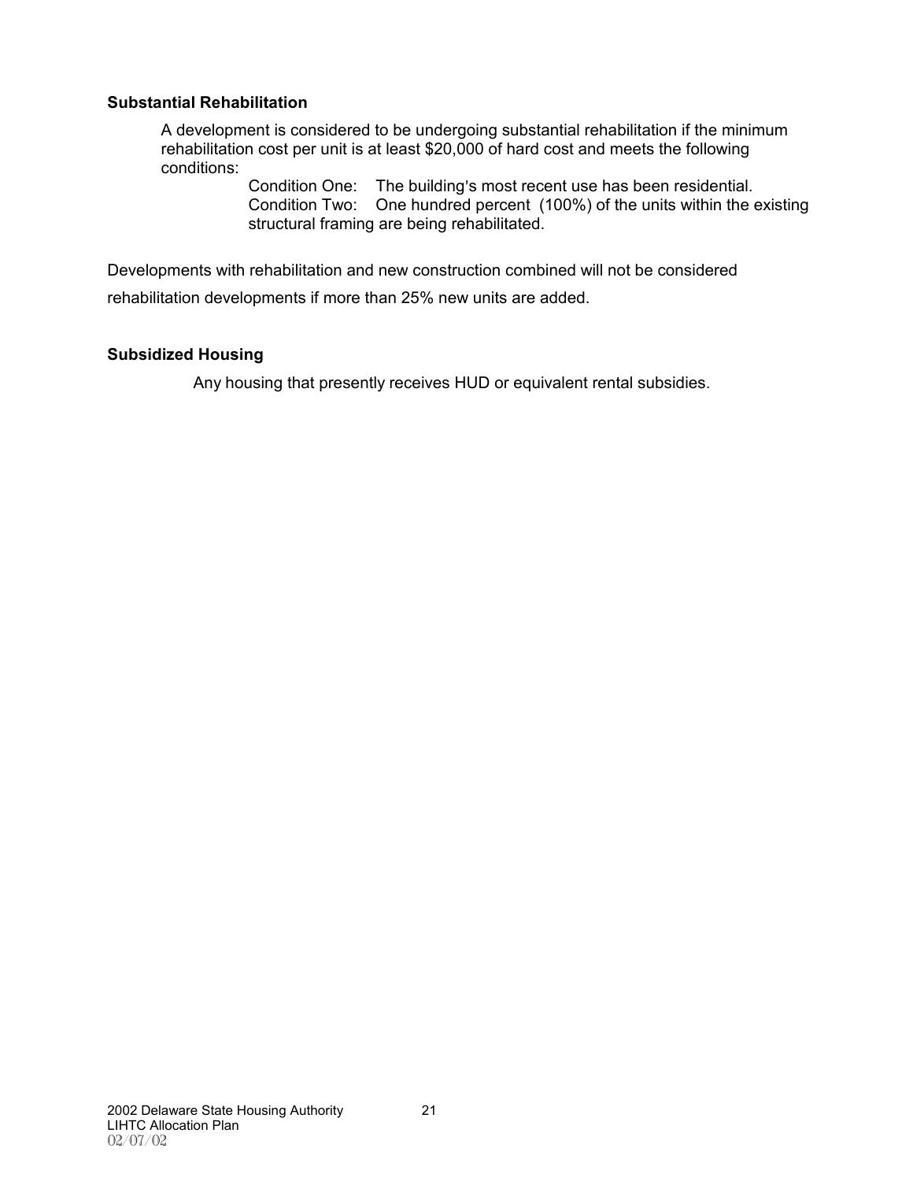**Substantial Rehabilitation**

A development is considered to be undergoing substantial rehabilitation if the minimum rehabilitation cost per unit is at least $20,000 of hard cost and meets the following conditions:

Condition One: The building's most recent use has been residential.
Condition Two: One hundred percent (100%) of the units within the existing structural framing are being rehabilitated.

Developments with rehabilitation and new construction combined will not be considered rehabilitation developments if more than 25% new units are added.

**Subsidized Housing**

Any housing that presently receives HUD or equivalent rental subsidies.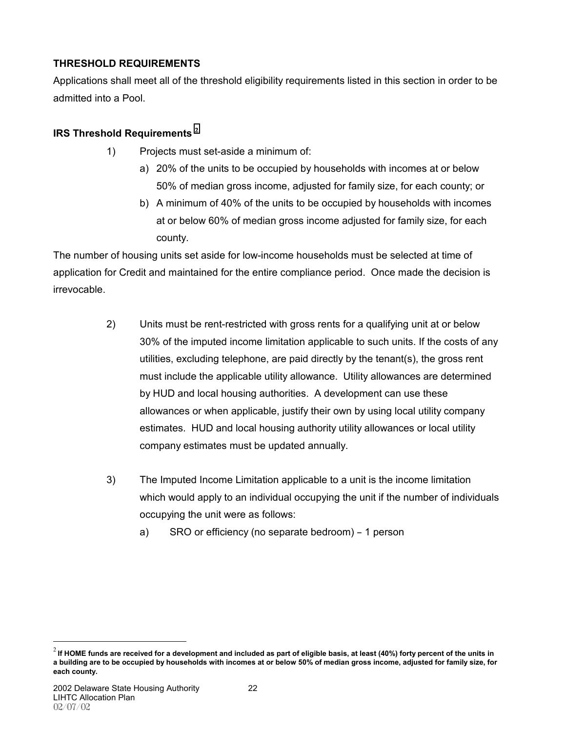### THRESHOLD REQUIREMENTS

Applications shall meet all of the threshold eligibility requirements listed in this section in order to be admitted into a Pool.

### IRS Threshold Requirements [2]

1) Projects must set-aside a minimum of:
    a) 20% of the units to be occupied by households with incomes at or below 50% of median gross income, adjusted for family size, for each county; or
    b) A minimum of 40% of the units to be occupied by households with incomes at or below 60% of median gross income adjusted for family size, for each county.

The number of housing units set aside for low-income households must be selected at time of application for Credit and maintained for the entire compliance period. Once made the decision is irrevocable.

2) Units must be rent-restricted with gross rents for a qualifying unit at or below 30% of the imputed income limitation applicable to such units. If the costs of any utilities, excluding telephone, are paid directly by the tenant(s), the gross rent must include the applicable utility allowance. Utility allowances are determined by HUD and local housing authorities. A development can use these allowances or when applicable, justify their own by using local utility company estimates. HUD and local housing authority utility allowances or local utility company estimates must be updated annually.

3) The Imputed Income Limitation applicable to a unit is the income limitation which would apply to an individual occupying the unit if the number of individuals occupying the unit were as follows:
    a) SRO or efficiency (no separate bedroom) – 1 person

---

[2] **If HOME funds are received for a development and included as part of eligible basis, at least (40%) forty percent of the units in a building are to be occupied by households with incomes at or below 50% of median gross income, adjusted for family size, for each county.**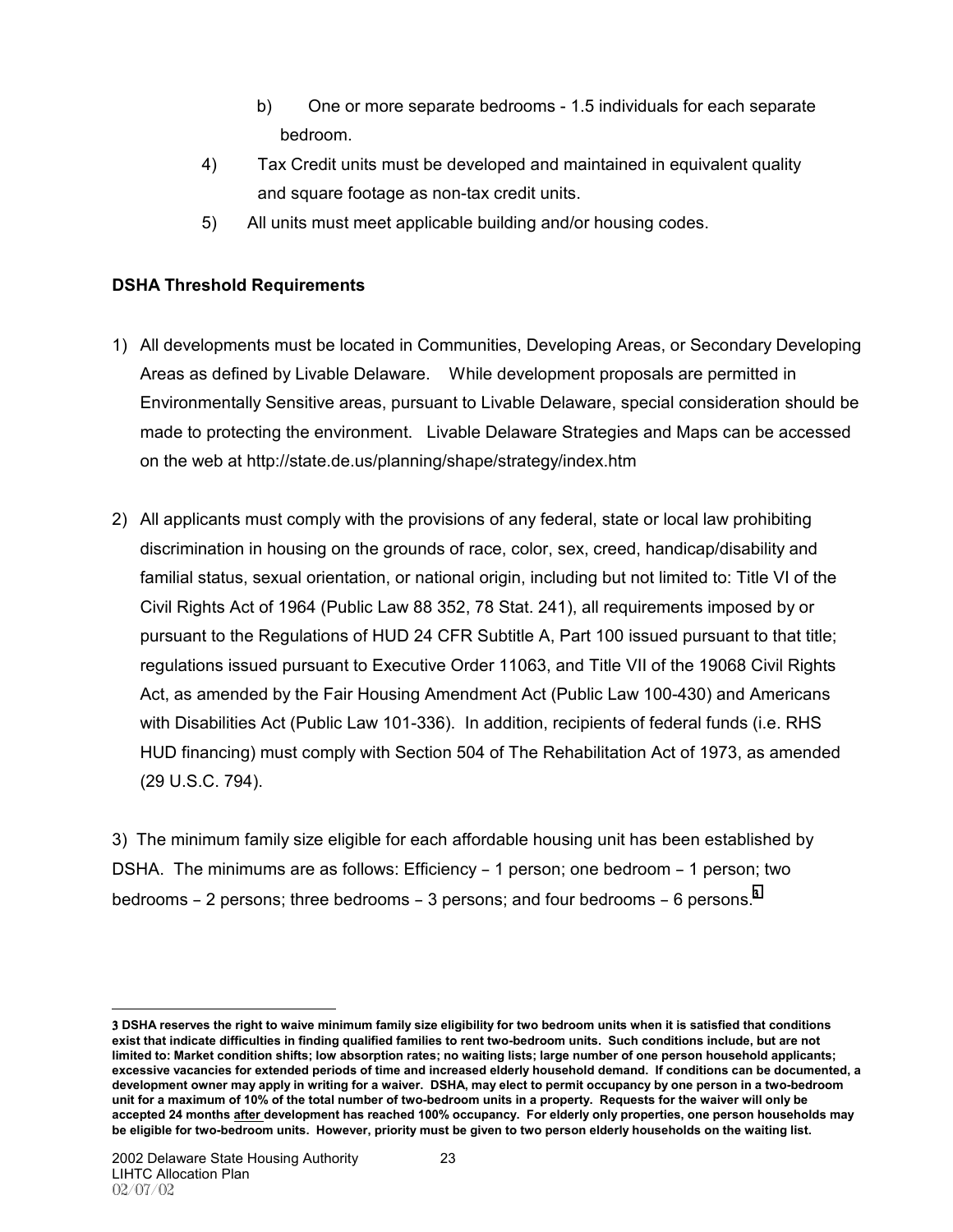b) One or more separate bedrooms - 1.5 individuals for each separate bedroom.

4) Tax Credit units must be developed and maintained in equivalent quality and square footage as non-tax credit units.

5) All units must meet applicable building and/or housing codes.

**DSHA Threshold Requirements**

1) All developments must be located in Communities, Developing Areas, or Secondary Developing Areas as defined by Livable Delaware. While development proposals are permitted in Environmentally Sensitive areas, pursuant to Livable Delaware, special consideration should be made to protecting the environment. Livable Delaware Strategies and Maps can be accessed on the web at http://state.de.us/planning/shape/strategy/index.htm

2) All applicants must comply with the provisions of any federal, state or local law prohibiting discrimination in housing on the grounds of race, color, sex, creed, handicap/disability and familial status, sexual orientation, or national origin, including but not limited to: Title VI of the Civil Rights Act of 1964 (Public Law 88 352, 78 Stat. 241), all requirements imposed by or pursuant to the Regulations of HUD 24 CFR Subtitle A, Part 100 issued pursuant to that title; regulations issued pursuant to Executive Order 11063, and Title VII of the 19068 Civil Rights Act, as amended by the Fair Housing Amendment Act (Public Law 100-430) and Americans with Disabilities Act (Public Law 101-336). In addition, recipients of federal funds (i.e. RHS HUD financing) must comply with Section 504 of The Rehabilitation Act of 1973, as amended (29 U.S.C. 794).

3) The minimum family size eligible for each affordable housing unit has been established by DSHA. The minimums are as follows: Efficiency – 1 person; one bedroom – 1 person; two bedrooms – 2 persons; three bedrooms – 3 persons; and four bedrooms – 6 persons.[3]

---

**3 DSHA reserves the right to waive minimum family size eligibility for two bedroom units when it is satisfied that conditions exist that indicate difficulties in finding qualified families to rent two-bedroom units. Such conditions include, but are not limited to: Market condition shifts; low absorption rates; no waiting lists; large number of one person household applicants; excessive vacancies for extended periods of time and increased elderly household demand. If conditions can be documented, a development owner may apply in writing for a waiver. DSHA, may elect to permit occupancy by one person in a two-bedroom unit for a maximum of 10% of the total number of two-bedroom units in a property. Requests for the waiver will only be accepted 24 months <u>after</u> development has reached 100% occupancy. For elderly only properties, one person households may be eligible for two-bedroom units. However, priority must be given to two person elderly households on the waiting list.**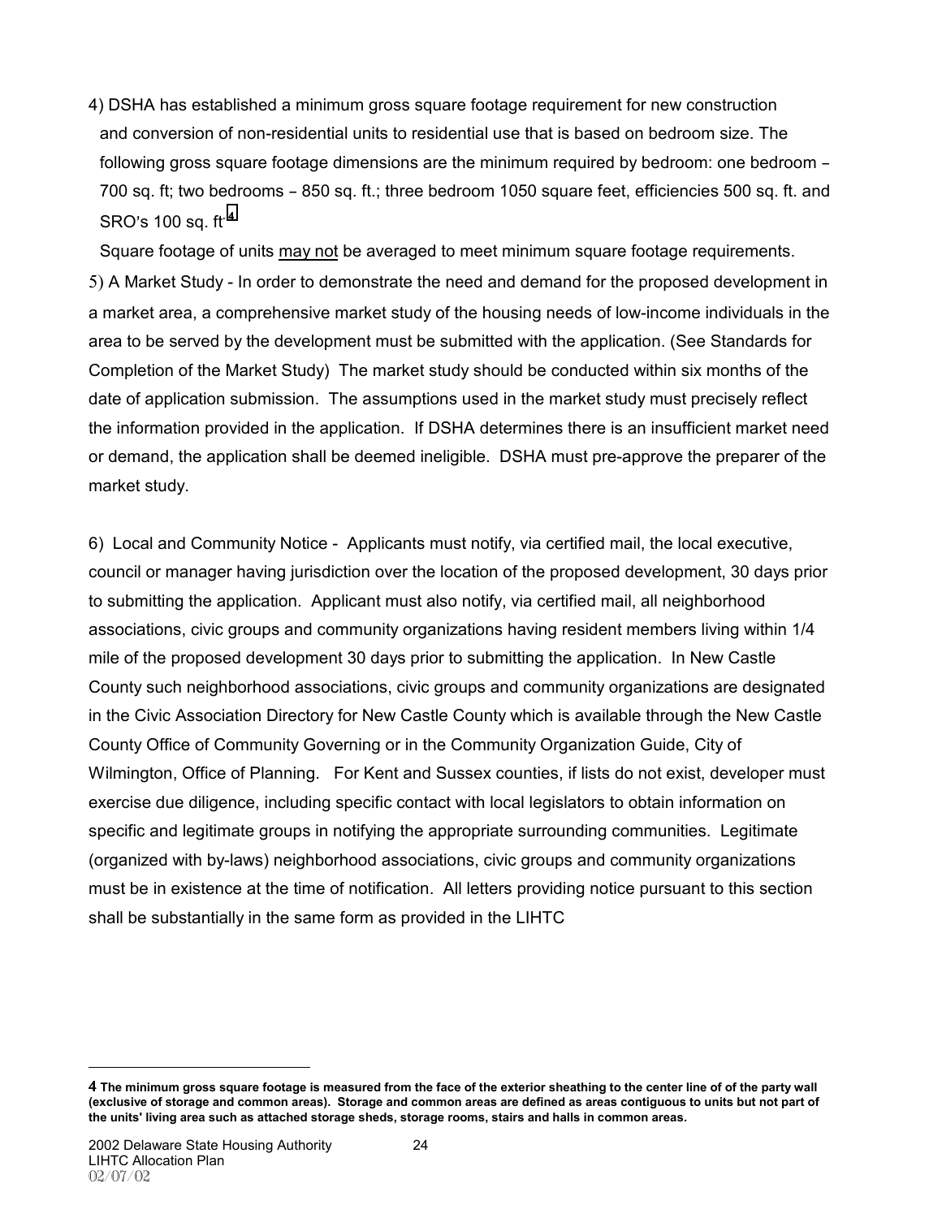4) DSHA has established a minimum gross square footage requirement for new construction and conversion of non-residential units to residential use that is based on bedroom size. The following gross square footage dimensions are the minimum required by bedroom: one bedroom – 700 sq. ft; two bedrooms – 850 sq. ft.; three bedroom 1050 square feet, efficiencies 500 sq. ft. and SRO's 100 sq. ft.[4]

Square footage of units <u>may not</u> be averaged to meet minimum square footage requirements.

5) A Market Study - In order to demonstrate the need and demand for the proposed development in a market area, a comprehensive market study of the housing needs of low-income individuals in the area to be served by the development must be submitted with the application. (See Standards for Completion of the Market Study) The market study should be conducted within six months of the date of application submission. The assumptions used in the market study must precisely reflect the information provided in the application. If DSHA determines there is an insufficient market need or demand, the application shall be deemed ineligible. DSHA must pre-approve the preparer of the market study.

6) Local and Community Notice - Applicants must notify, via certified mail, the local executive, council or manager having jurisdiction over the location of the proposed development, 30 days prior to submitting the application. Applicant must also notify, via certified mail, all neighborhood associations, civic groups and community organizations having resident members living within 1/4 mile of the proposed development 30 days prior to submitting the application. In New Castle County such neighborhood associations, civic groups and community organizations are designated in the Civic Association Directory for New Castle County which is available through the New Castle County Office of Community Governing or in the Community Organization Guide, City of Wilmington, Office of Planning. For Kent and Sussex counties, if lists do not exist, developer must exercise due diligence, including specific contact with local legislators to obtain information on specific and legitimate groups in notifying the appropriate surrounding communities. Legitimate (organized with by-laws) neighborhood associations, civic groups and community organizations must be in existence at the time of notification. All letters providing notice pursuant to this section shall be substantially in the same form as provided in the LIHTC

---

[4] **The minimum gross square footage is measured from the face of the exterior sheathing to the center line of of the party wall (exclusive of storage and common areas). Storage and common areas are defined as areas contiguous to units but not part of the units' living area such as attached storage sheds, storage rooms, stairs and halls in common areas.**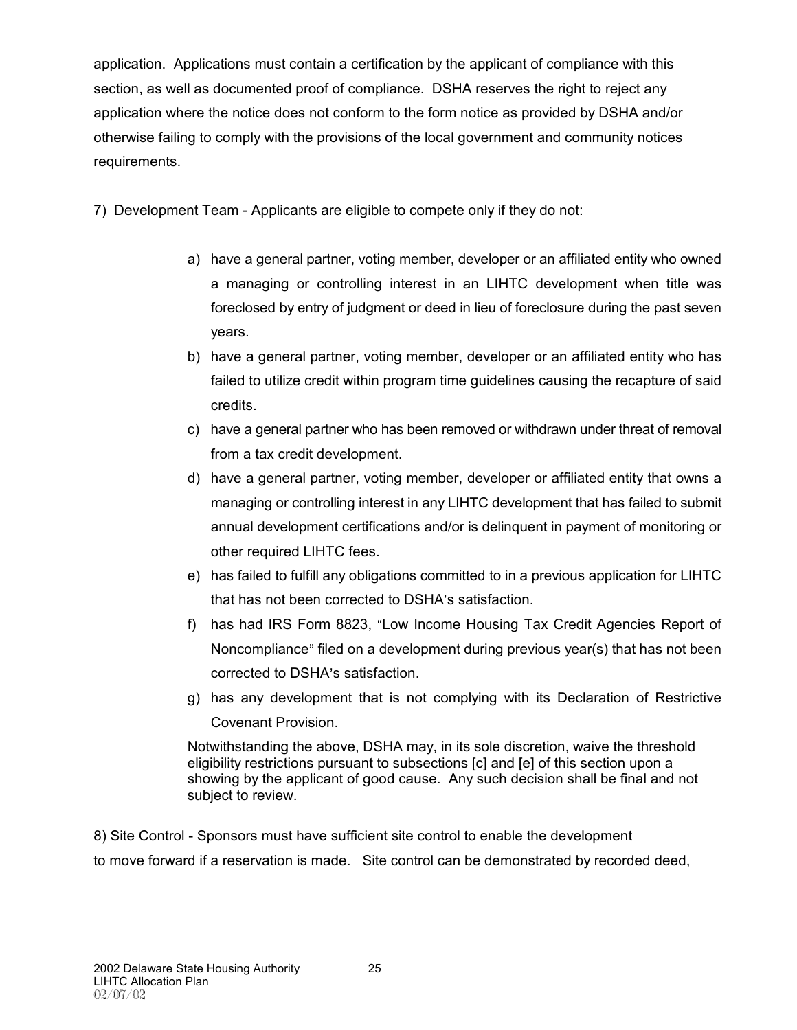application. Applications must contain a certification by the applicant of compliance with this section, as well as documented proof of compliance. DSHA reserves the right to reject any application where the notice does not conform to the form notice as provided by DSHA and/or otherwise failing to comply with the provisions of the local government and community notices requirements.

7) Development Team - Applicants are eligible to compete only if they do not:

a) have a general partner, voting member, developer or an affiliated entity who owned a managing or controlling interest in an LIHTC development when title was foreclosed by entry of judgment or deed in lieu of foreclosure during the past seven years.

b) have a general partner, voting member, developer or an affiliated entity who has failed to utilize credit within program time guidelines causing the recapture of said credits.

c) have a general partner who has been removed or withdrawn under threat of removal from a tax credit development.

d) have a general partner, voting member, developer or affiliated entity that owns a managing or controlling interest in any LIHTC development that has failed to submit annual development certifications and/or is delinquent in payment of monitoring or other required LIHTC fees.

e) has failed to fulfill any obligations committed to in a previous application for LIHTC that has not been corrected to DSHA's satisfaction.

f) has had IRS Form 8823, "Low Income Housing Tax Credit Agencies Report of Noncompliance" filed on a development during previous year(s) that has not been corrected to DSHA's satisfaction.

g) has any development that is not complying with its Declaration of Restrictive Covenant Provision.

Notwithstanding the above, DSHA may, in its sole discretion, waive the threshold eligibility restrictions pursuant to subsections [c] and [e] of this section upon a showing by the applicant of good cause. Any such decision shall be final and not subject to review.

8) Site Control - Sponsors must have sufficient site control to enable the development to move forward if a reservation is made. Site control can be demonstrated by recorded deed,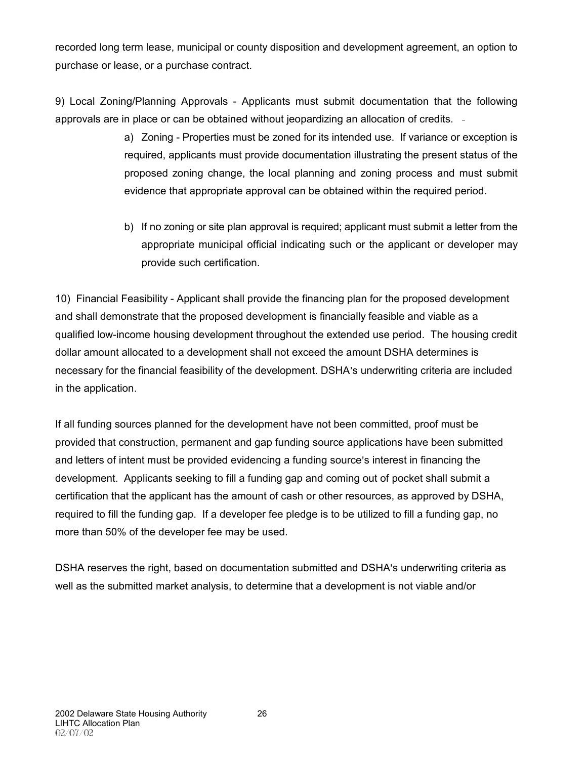recorded long term lease, municipal or county disposition and development agreement, an option to purchase or lease, or a purchase contract.

9) Local Zoning/Planning Approvals - Applicants must submit documentation that the following approvals are in place or can be obtained without jeopardizing an allocation of credits.

> a) Zoning - Properties must be zoned for its intended use. If variance or exception is required, applicants must provide documentation illustrating the present status of the proposed zoning change, the local planning and zoning process and must submit evidence that appropriate approval can be obtained within the required period.
>
> b) If no zoning or site plan approval is required; applicant must submit a letter from the appropriate municipal official indicating such or the applicant or developer may provide such certification.

10) Financial Feasibility - Applicant shall provide the financing plan for the proposed development and shall demonstrate that the proposed development is financially feasible and viable as a qualified low-income housing development throughout the extended use period. The housing credit dollar amount allocated to a development shall not exceed the amount DSHA determines is necessary for the financial feasibility of the development. DSHA's underwriting criteria are included in the application.

If all funding sources planned for the development have not been committed, proof must be provided that construction, permanent and gap funding source applications have been submitted and letters of intent must be provided evidencing a funding source's interest in financing the development. Applicants seeking to fill a funding gap and coming out of pocket shall submit a certification that the applicant has the amount of cash or other resources, as approved by DSHA, required to fill the funding gap. If a developer fee pledge is to be utilized to fill a funding gap, no more than 50% of the developer fee may be used.

DSHA reserves the right, based on documentation submitted and DSHA's underwriting criteria as well as the submitted market analysis, to determine that a development is not viable and/or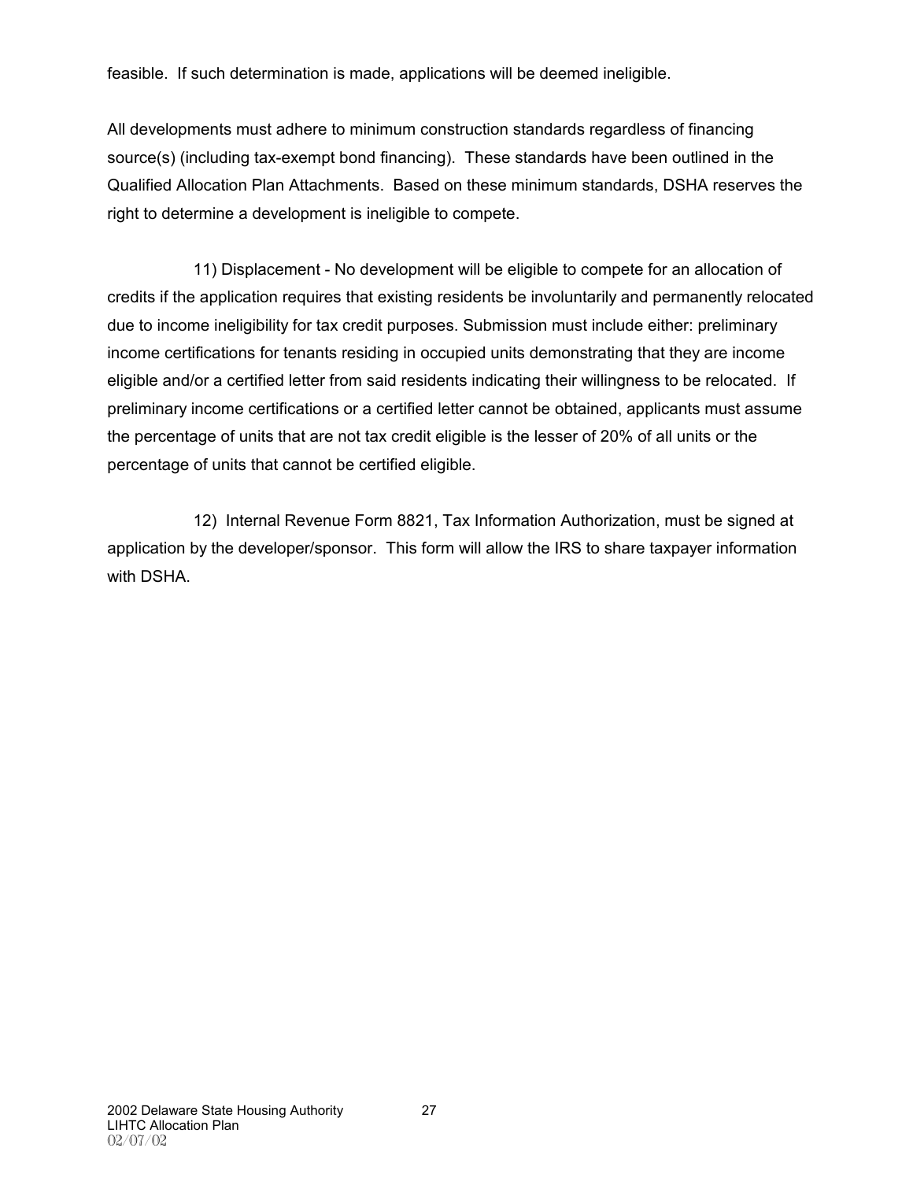feasible. If such determination is made, applications will be deemed ineligible.

All developments must adhere to minimum construction standards regardless of financing source(s) (including tax-exempt bond financing). These standards have been outlined in the Qualified Allocation Plan Attachments. Based on these minimum standards, DSHA reserves the right to determine a development is ineligible to compete.

11) Displacement - No development will be eligible to compete for an allocation of credits if the application requires that existing residents be involuntarily and permanently relocated due to income ineligibility for tax credit purposes. Submission must include either: preliminary income certifications for tenants residing in occupied units demonstrating that they are income eligible and/or a certified letter from said residents indicating their willingness to be relocated. If preliminary income certifications or a certified letter cannot be obtained, applicants must assume the percentage of units that are not tax credit eligible is the lesser of 20% of all units or the percentage of units that cannot be certified eligible.

12) Internal Revenue Form 8821, Tax Information Authorization, must be signed at application by the developer/sponsor. This form will allow the IRS to share taxpayer information with DSHA.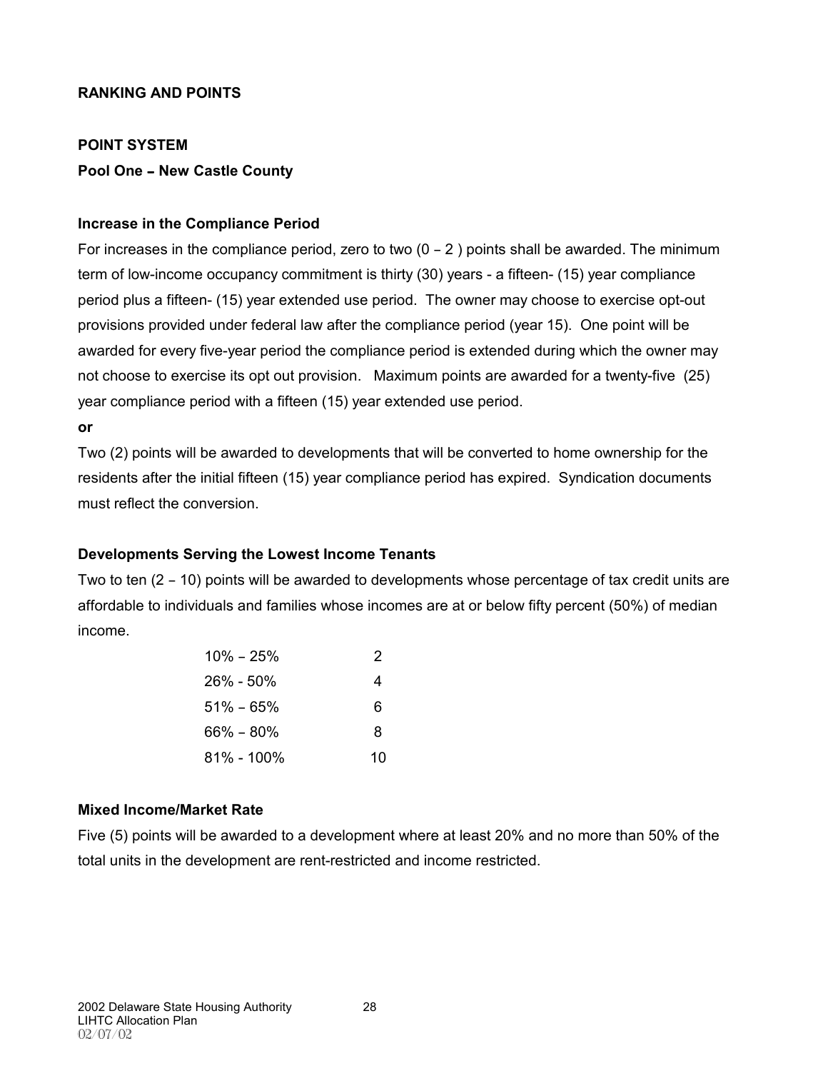## RANKING AND POINTS

### POINT SYSTEM

**Pool One – New Castle County**

**Increase in the Compliance Period**

For increases in the compliance period, zero to two (0 – 2 ) points shall be awarded. The minimum term of low-income occupancy commitment is thirty (30) years - a fifteen- (15) year compliance period plus a fifteen- (15) year extended use period. The owner may choose to exercise opt-out provisions provided under federal law after the compliance period (year 15). One point will be awarded for every five-year period the compliance period is extended during which the owner may not choose to exercise its opt out provision. Maximum points are awarded for a twenty-five (25) year compliance period with a fifteen (15) year extended use period.

**or**

Two (2) points will be awarded to developments that will be converted to home ownership for the residents after the initial fifteen (15) year compliance period has expired. Syndication documents must reflect the conversion.

**Developments Serving the Lowest Income Tenants**

Two to ten (2 – 10) points will be awarded to developments whose percentage of tax credit units are affordable to individuals and families whose incomes are at or below fifty percent (50%) of median income.

| Percentage | Points |
|---|---|
| 10% – 25% | 2 |
| 26% - 50% | 4 |
| 51% – 65% | 6 |
| 66% – 80% | 8 |
| 81% - 100% | 10 |

**Mixed Income/Market Rate**

Five (5) points will be awarded to a development where at least 20% and no more than 50% of the total units in the development are rent-restricted and income restricted.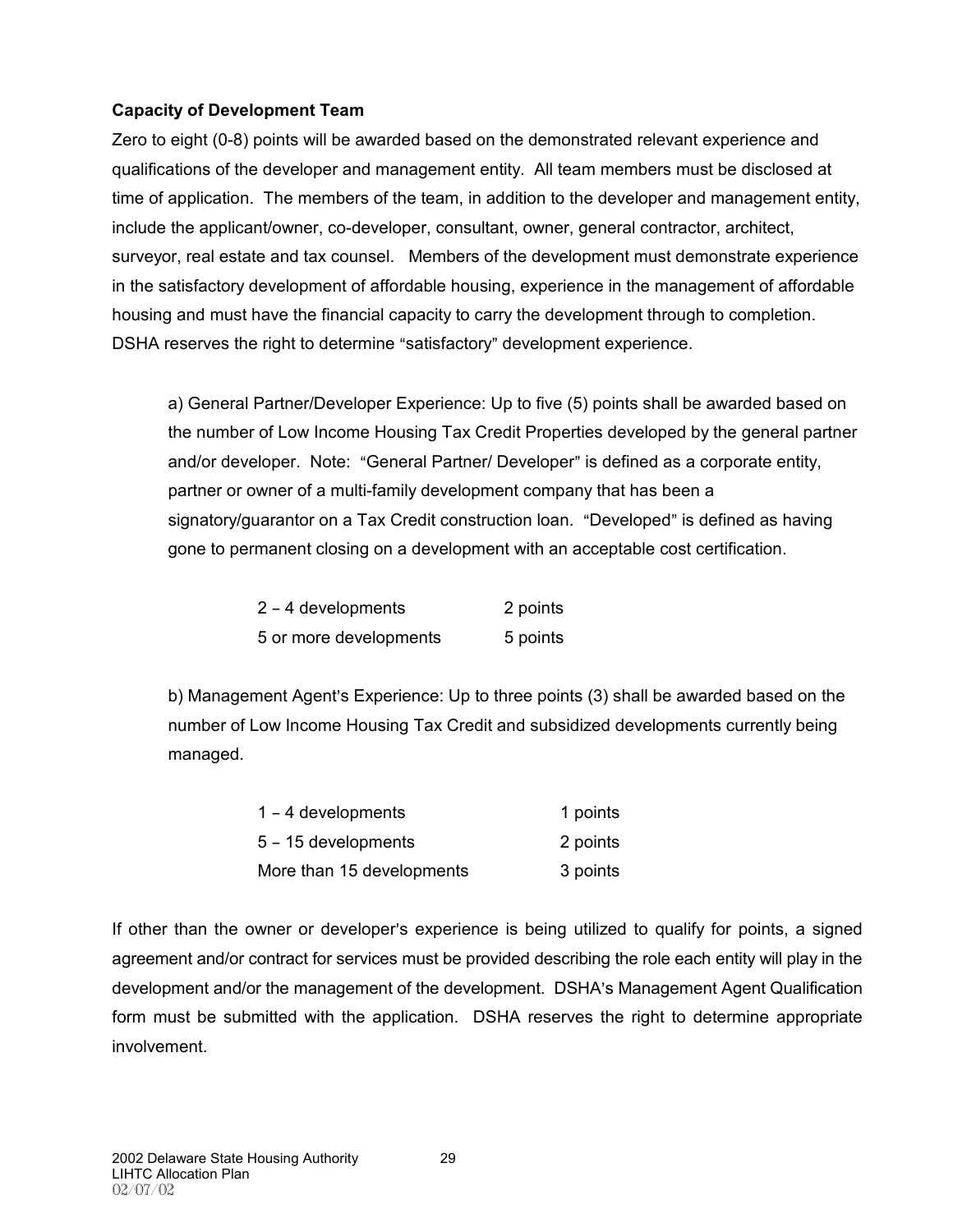**Capacity of Development Team**

Zero to eight (0-8) points will be awarded based on the demonstrated relevant experience and qualifications of the developer and management entity. All team members must be disclosed at time of application. The members of the team, in addition to the developer and management entity, include the applicant/owner, co-developer, consultant, owner, general contractor, architect, surveyor, real estate and tax counsel. Members of the development must demonstrate experience in the satisfactory development of affordable housing, experience in the management of affordable housing and must have the financial capacity to carry the development through to completion. DSHA reserves the right to determine "satisfactory" development experience.

a) General Partner/Developer Experience: Up to five (5) points shall be awarded based on the number of Low Income Housing Tax Credit Properties developed by the general partner and/or developer. Note: "General Partner/ Developer" is defined as a corporate entity, partner or owner of a multi-family development company that has been a signatory/guarantor on a Tax Credit construction loan. "Developed" is defined as having gone to permanent closing on a development with an acceptable cost certification.

| | |
|---|---|
| 2 – 4 developments | 2 points |
| 5 or more developments | 5 points |

b) Management Agent's Experience: Up to three points (3) shall be awarded based on the number of Low Income Housing Tax Credit and subsidized developments currently being managed.

| | |
|---|---|
| 1 – 4 developments | 1 points |
| 5 – 15 developments | 2 points |
| More than 15 developments | 3 points |

If other than the owner or developer's experience is being utilized to qualify for points, a signed agreement and/or contract for services must be provided describing the role each entity will play in the development and/or the management of the development. DSHA's Management Agent Qualification form must be submitted with the application. DSHA reserves the right to determine appropriate involvement.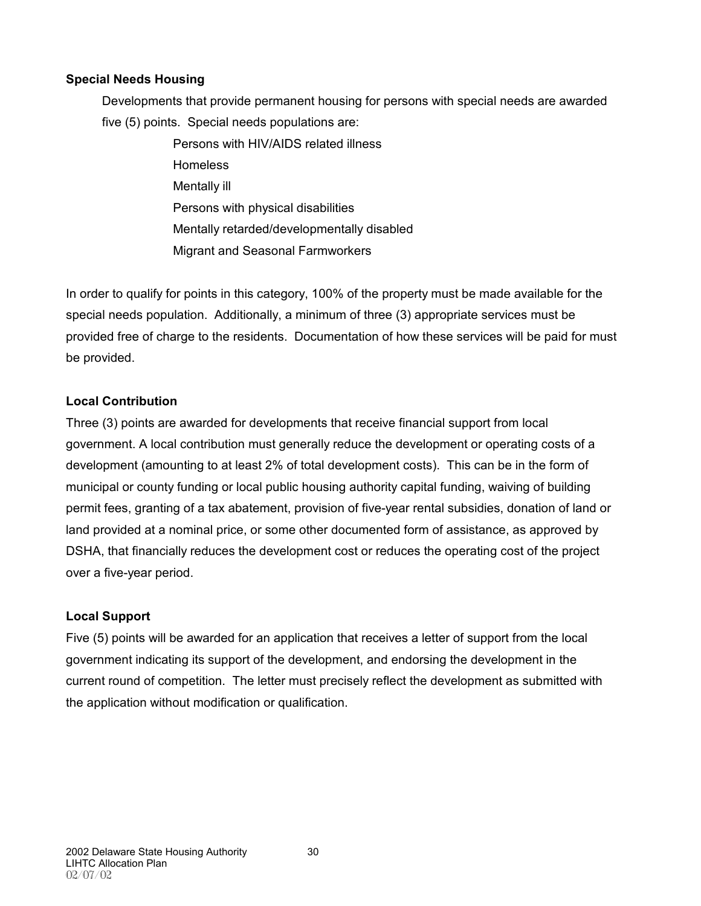**Special Needs Housing**

Developments that provide permanent housing for persons with special needs are awarded five (5) points. Special needs populations are:

- Persons with HIV/AIDS related illness
- Homeless
- Mentally ill
- Persons with physical disabilities
- Mentally retarded/developmentally disabled
- Migrant and Seasonal Farmworkers

In order to qualify for points in this category, 100% of the property must be made available for the special needs population. Additionally, a minimum of three (3) appropriate services must be provided free of charge to the residents. Documentation of how these services will be paid for must be provided.

**Local Contribution**

Three (3) points are awarded for developments that receive financial support from local government. A local contribution must generally reduce the development or operating costs of a development (amounting to at least 2% of total development costs). This can be in the form of municipal or county funding or local public housing authority capital funding, waiving of building permit fees, granting of a tax abatement, provision of five-year rental subsidies, donation of land or land provided at a nominal price, or some other documented form of assistance, as approved by DSHA, that financially reduces the development cost or reduces the operating cost of the project over a five-year period.

**Local Support**

Five (5) points will be awarded for an application that receives a letter of support from the local government indicating its support of the development, and endorsing the development in the current round of competition. The letter must precisely reflect the development as submitted with the application without modification or qualification.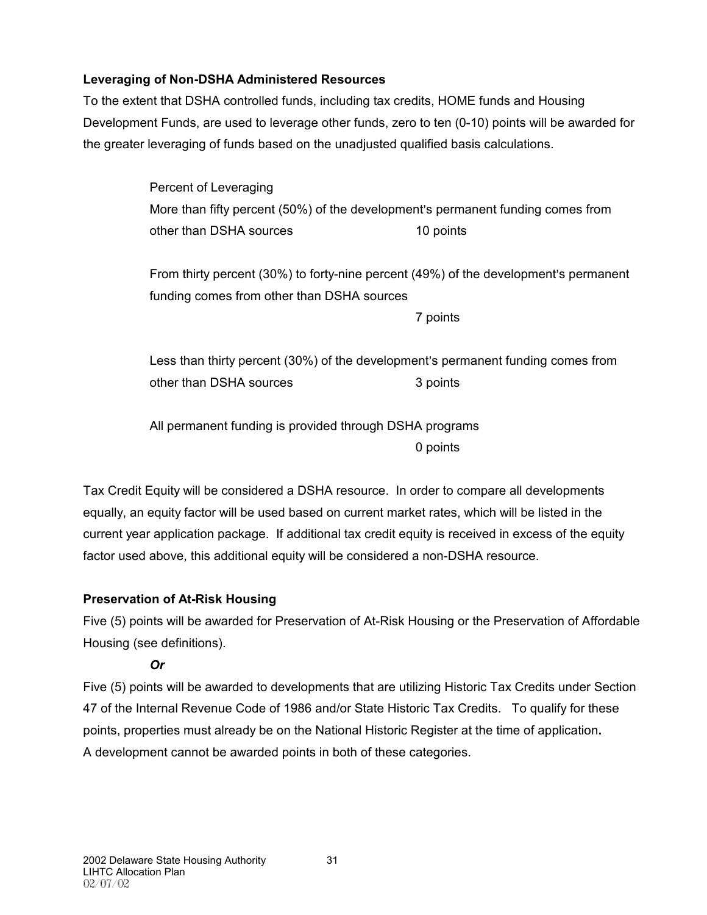**Leveraging of Non-DSHA Administered Resources**

To the extent that DSHA controlled funds, including tax credits, HOME funds and Housing Development Funds, are used to leverage other funds, zero to ten (0-10) points will be awarded for the greater leveraging of funds based on the unadjusted qualified basis calculations.

Percent of Leveraging

More than fifty percent (50%) of the development's permanent funding comes from other than DSHA sources 10 points

From thirty percent (30%) to forty-nine percent (49%) of the development's permanent funding comes from other than DSHA sources 7 points

Less than thirty percent (30%) of the development's permanent funding comes from other than DSHA sources 3 points

All permanent funding is provided through DSHA programs 0 points

Tax Credit Equity will be considered a DSHA resource. In order to compare all developments equally, an equity factor will be used based on current market rates, which will be listed in the current year application package. If additional tax credit equity is received in excess of the equity factor used above, this additional equity will be considered a non-DSHA resource.

**Preservation of At-Risk Housing**

Five (5) points will be awarded for Preservation of At-Risk Housing or the Preservation of Affordable Housing (see definitions).

***Or***

Five (5) points will be awarded to developments that are utilizing Historic Tax Credits under Section 47 of the Internal Revenue Code of 1986 and/or State Historic Tax Credits. To qualify for these points, properties must already be on the National Historic Register at the time of application**.**

A development cannot be awarded points in both of these categories.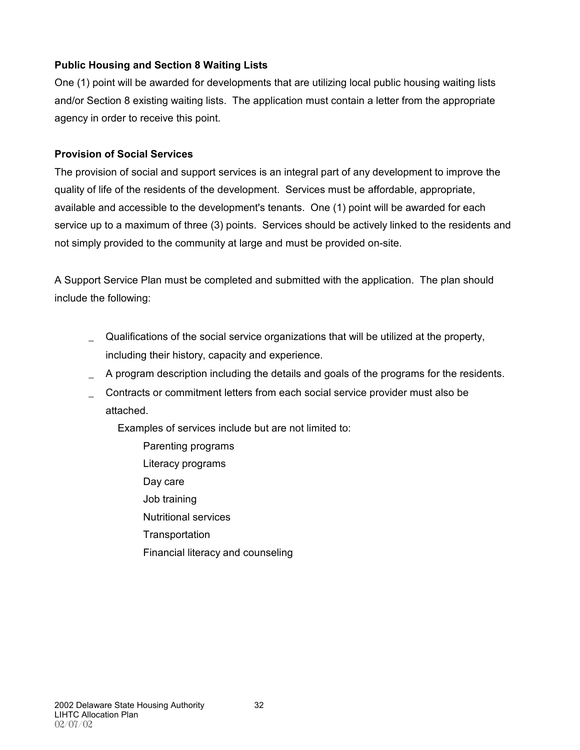**Public Housing and Section 8 Waiting Lists**

One (1) point will be awarded for developments that are utilizing local public housing waiting lists and/or Section 8 existing waiting lists. The application must contain a letter from the appropriate agency in order to receive this point.

**Provision of Social Services**

The provision of social and support services is an integral part of any development to improve the quality of life of the residents of the development. Services must be affordable, appropriate, available and accessible to the development's tenants. One (1) point will be awarded for each service up to a maximum of three (3) points. Services should be actively linked to the residents and not simply provided to the community at large and must be provided on-site.

A Support Service Plan must be completed and submitted with the application. The plan should include the following:

- Qualifications of the social service organizations that will be utilized at the property, including their history, capacity and experience.
- A program description including the details and goals of the programs for the residents.
- Contracts or commitment letters from each social service provider must also be attached.

  Examples of services include but are not limited to:

  - Parenting programs
  - Literacy programs
  - Day care
  - Job training
  - Nutritional services
  - Transportation
  - Financial literacy and counseling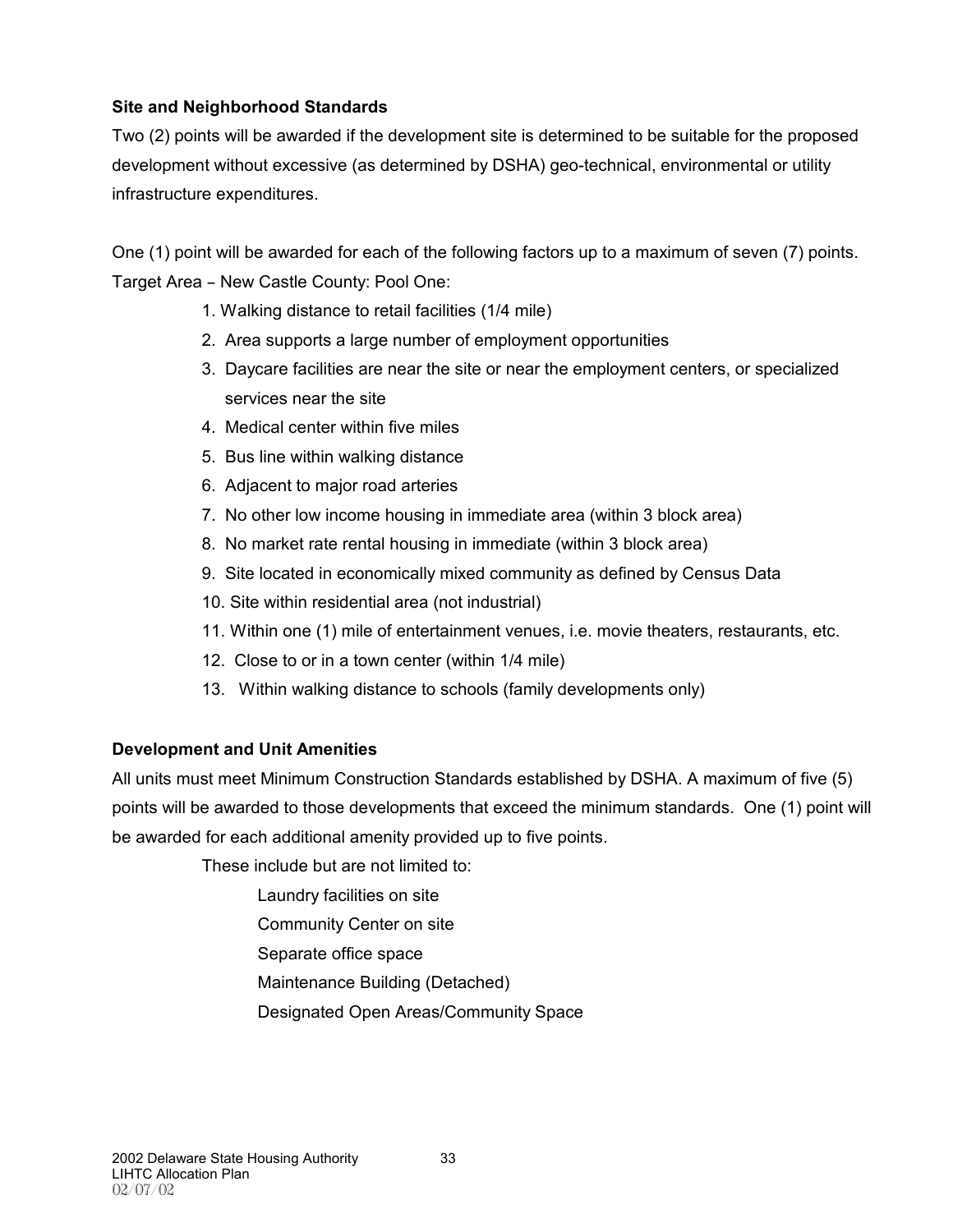### Site and Neighborhood Standards

Two (2) points will be awarded if the development site is determined to be suitable for the proposed development without excessive (as determined by DSHA) geo-technical, environmental or utility infrastructure expenditures.

One (1) point will be awarded for each of the following factors up to a maximum of seven (7) points.
Target Area – New Castle County: Pool One:

1. Walking distance to retail facilities (1/4 mile)
2. Area supports a large number of employment opportunities
3. Daycare facilities are near the site or near the employment centers, or specialized services near the site
4. Medical center within five miles
5. Bus line within walking distance
6. Adjacent to major road arteries
7. No other low income housing in immediate area (within 3 block area)
8. No market rate rental housing in immediate (within 3 block area)
9. Site located in economically mixed community as defined by Census Data
10. Site within residential area (not industrial)
11. Within one (1) mile of entertainment venues, i.e. movie theaters, restaurants, etc.
12. Close to or in a town center (within 1/4 mile)
13. Within walking distance to schools (family developments only)

### Development and Unit Amenities

All units must meet Minimum Construction Standards established by DSHA. A maximum of five (5) points will be awarded to those developments that exceed the minimum standards. One (1) point will be awarded for each additional amenity provided up to five points.

These include but are not limited to:

- Laundry facilities on site
- Community Center on site
- Separate office space
- Maintenance Building (Detached)
- Designated Open Areas/Community Space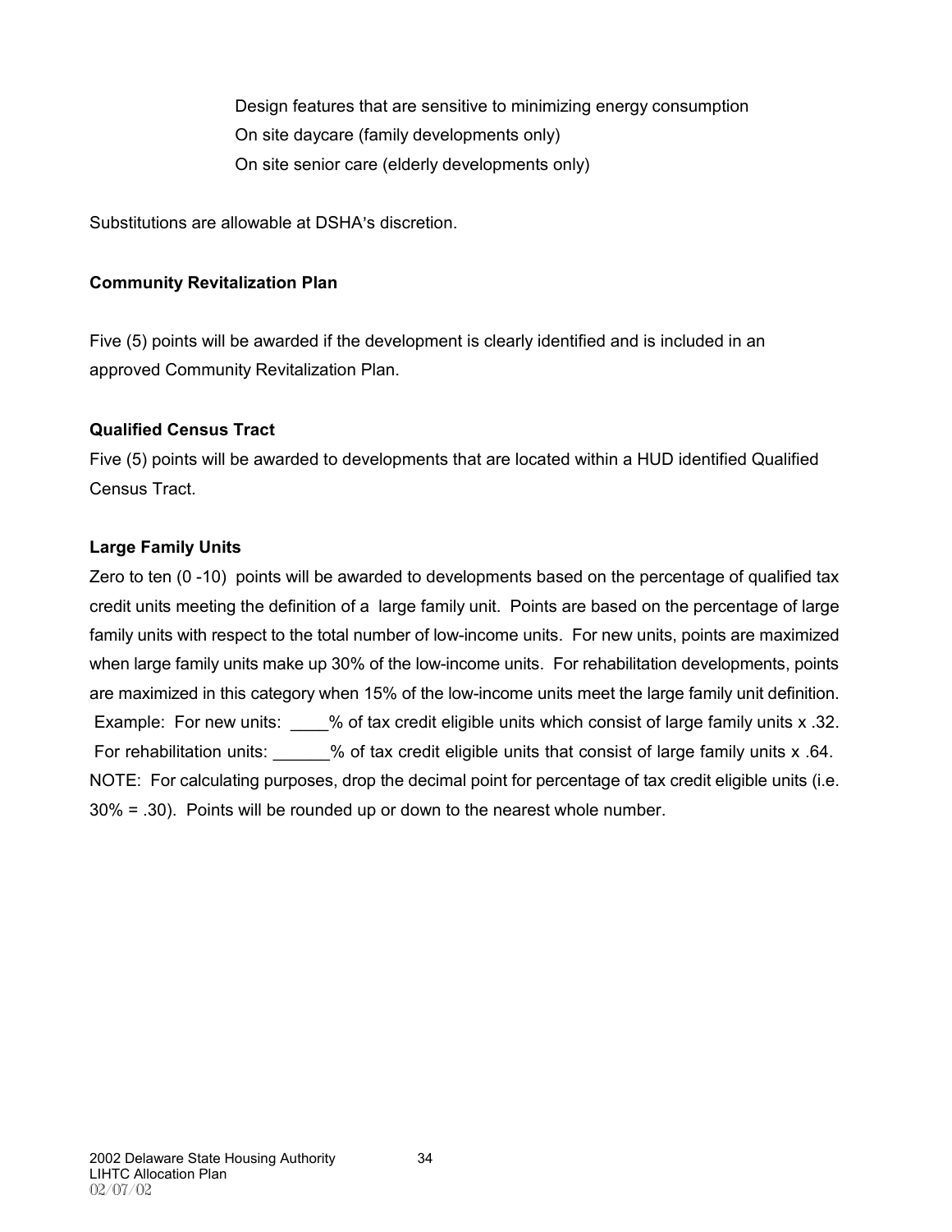Design features that are sensitive to minimizing energy consumption
On site daycare (family developments only)
On site senior care (elderly developments only)

Substitutions are allowable at DSHA's discretion.

**Community Revitalization Plan**

Five (5) points will be awarded if the development is clearly identified and is included in an approved Community Revitalization Plan.

**Qualified Census Tract**

Five (5) points will be awarded to developments that are located within a HUD identified Qualified Census Tract.

**Large Family Units**

Zero to ten (0 -10) points will be awarded to developments based on the percentage of qualified tax credit units meeting the definition of a large family unit. Points are based on the percentage of large family units with respect to the total number of low-income units. For new units, points are maximized when large family units make up 30% of the low-income units. For rehabilitation developments, points are maximized in this category when 15% of the low-income units meet the large family unit definition. Example: For new units: ____% of tax credit eligible units which consist of large family units x .32. For rehabilitation units: ______% of tax credit eligible units that consist of large family units x .64. NOTE: For calculating purposes, drop the decimal point for percentage of tax credit eligible units (i.e. 30% = .30). Points will be rounded up or down to the nearest whole number.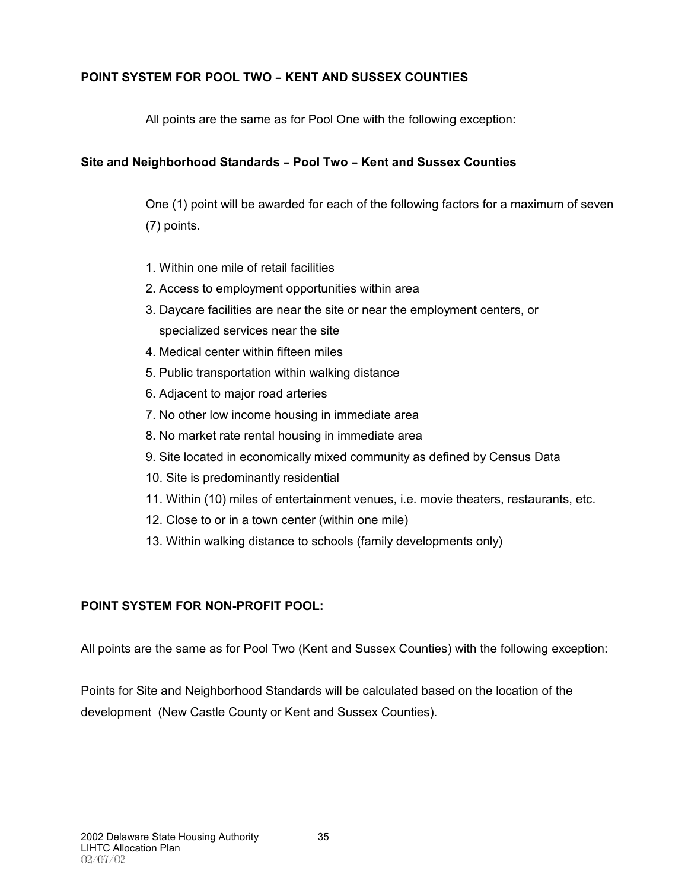**POINT SYSTEM FOR POOL TWO – KENT AND SUSSEX COUNTIES**

All points are the same as for Pool One with the following exception:

**Site and Neighborhood Standards – Pool Two – Kent and Sussex Counties**

One (1) point will be awarded for each of the following factors for a maximum of seven (7) points.

1. Within one mile of retail facilities
2. Access to employment opportunities within area
3. Daycare facilities are near the site or near the employment centers, or specialized services near the site
4. Medical center within fifteen miles
5. Public transportation within walking distance
6. Adjacent to major road arteries
7. No other low income housing in immediate area
8. No market rate rental housing in immediate area
9. Site located in economically mixed community as defined by Census Data
10. Site is predominantly residential
11. Within (10) miles of entertainment venues, i.e. movie theaters, restaurants, etc.
12. Close to or in a town center (within one mile)
13. Within walking distance to schools (family developments only)

**POINT SYSTEM FOR NON-PROFIT POOL:**

All points are the same as for Pool Two (Kent and Sussex Counties) with the following exception:

Points for Site and Neighborhood Standards will be calculated based on the location of the development (New Castle County or Kent and Sussex Counties).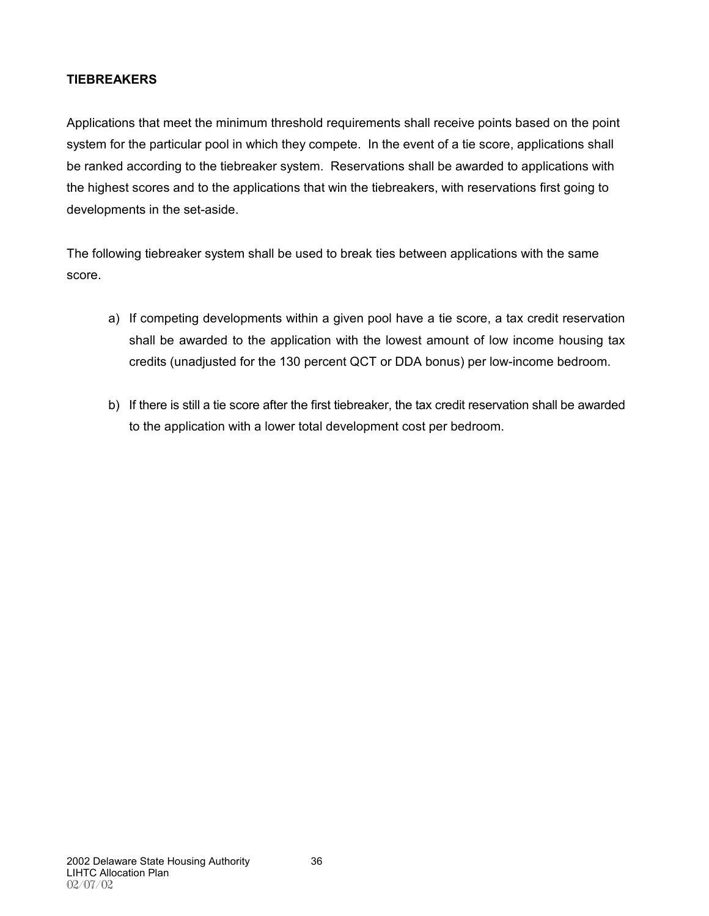## TIEBREAKERS

Applications that meet the minimum threshold requirements shall receive points based on the point system for the particular pool in which they compete. In the event of a tie score, applications shall be ranked according to the tiebreaker system. Reservations shall be awarded to applications with the highest scores and to the applications that win the tiebreakers, with reservations first going to developments in the set-aside.

The following tiebreaker system shall be used to break ties between applications with the same score.

a) If competing developments within a given pool have a tie score, a tax credit reservation shall be awarded to the application with the lowest amount of low income housing tax credits (unadjusted for the 130 percent QCT or DDA bonus) per low-income bedroom.

b) If there is still a tie score after the first tiebreaker, the tax credit reservation shall be awarded to the application with a lower total development cost per bedroom.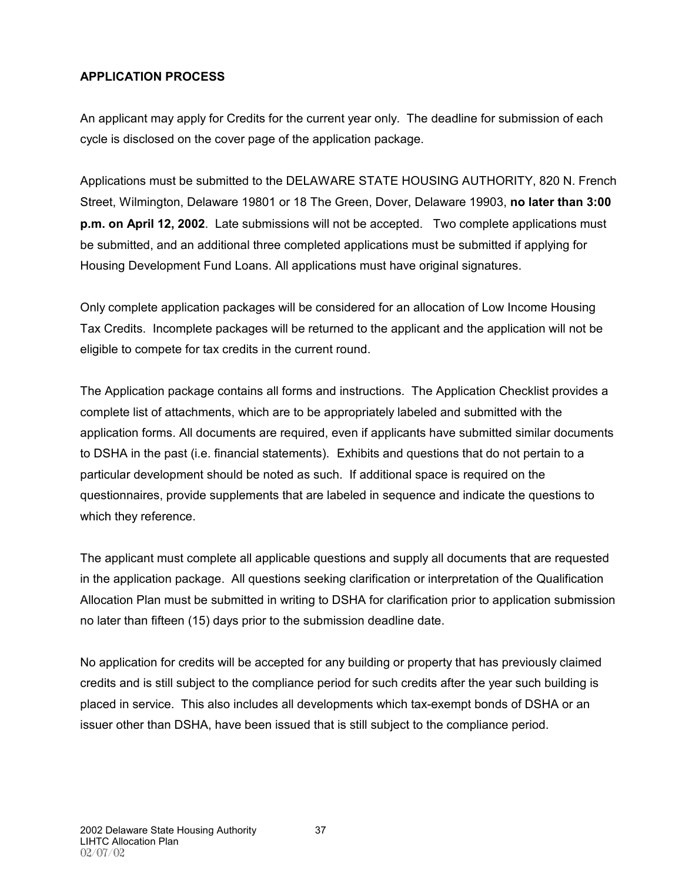**APPLICATION PROCESS**

An applicant may apply for Credits for the current year only. The deadline for submission of each cycle is disclosed on the cover page of the application package.

Applications must be submitted to the DELAWARE STATE HOUSING AUTHORITY, 820 N. French Street, Wilmington, Delaware 19801 or 18 The Green, Dover, Delaware 19903, **no later than 3:00 p.m. on April 12, 2002**. Late submissions will not be accepted. Two complete applications must be submitted, and an additional three completed applications must be submitted if applying for Housing Development Fund Loans. All applications must have original signatures.

Only complete application packages will be considered for an allocation of Low Income Housing Tax Credits. Incomplete packages will be returned to the applicant and the application will not be eligible to compete for tax credits in the current round.

The Application package contains all forms and instructions. The Application Checklist provides a complete list of attachments, which are to be appropriately labeled and submitted with the application forms. All documents are required, even if applicants have submitted similar documents to DSHA in the past (i.e. financial statements). Exhibits and questions that do not pertain to a particular development should be noted as such. If additional space is required on the questionnaires, provide supplements that are labeled in sequence and indicate the questions to which they reference.

The applicant must complete all applicable questions and supply all documents that are requested in the application package. All questions seeking clarification or interpretation of the Qualification Allocation Plan must be submitted in writing to DSHA for clarification prior to application submission no later than fifteen (15) days prior to the submission deadline date.

No application for credits will be accepted for any building or property that has previously claimed credits and is still subject to the compliance period for such credits after the year such building is placed in service. This also includes all developments which tax-exempt bonds of DSHA or an issuer other than DSHA, have been issued that is still subject to the compliance period.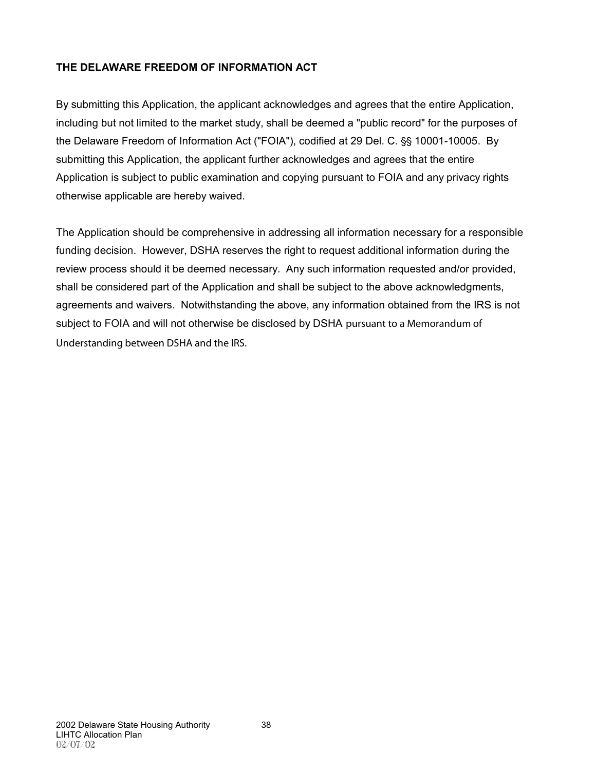**THE DELAWARE FREEDOM OF INFORMATION ACT**

By submitting this Application, the applicant acknowledges and agrees that the entire Application, including but not limited to the market study, shall be deemed a "public record" for the purposes of the Delaware Freedom of Information Act ("FOIA"), codified at 29 Del. C. §§ 10001-10005. By submitting this Application, the applicant further acknowledges and agrees that the entire Application is subject to public examination and copying pursuant to FOIA and any privacy rights otherwise applicable are hereby waived.

The Application should be comprehensive in addressing all information necessary for a responsible funding decision. However, DSHA reserves the right to request additional information during the review process should it be deemed necessary. Any such information requested and/or provided, shall be considered part of the Application and shall be subject to the above acknowledgments, agreements and waivers. Notwithstanding the above, any information obtained from the IRS is not subject to FOIA and will not otherwise be disclosed by DSHA pursuant to a Memorandum of Understanding between DSHA and the IRS.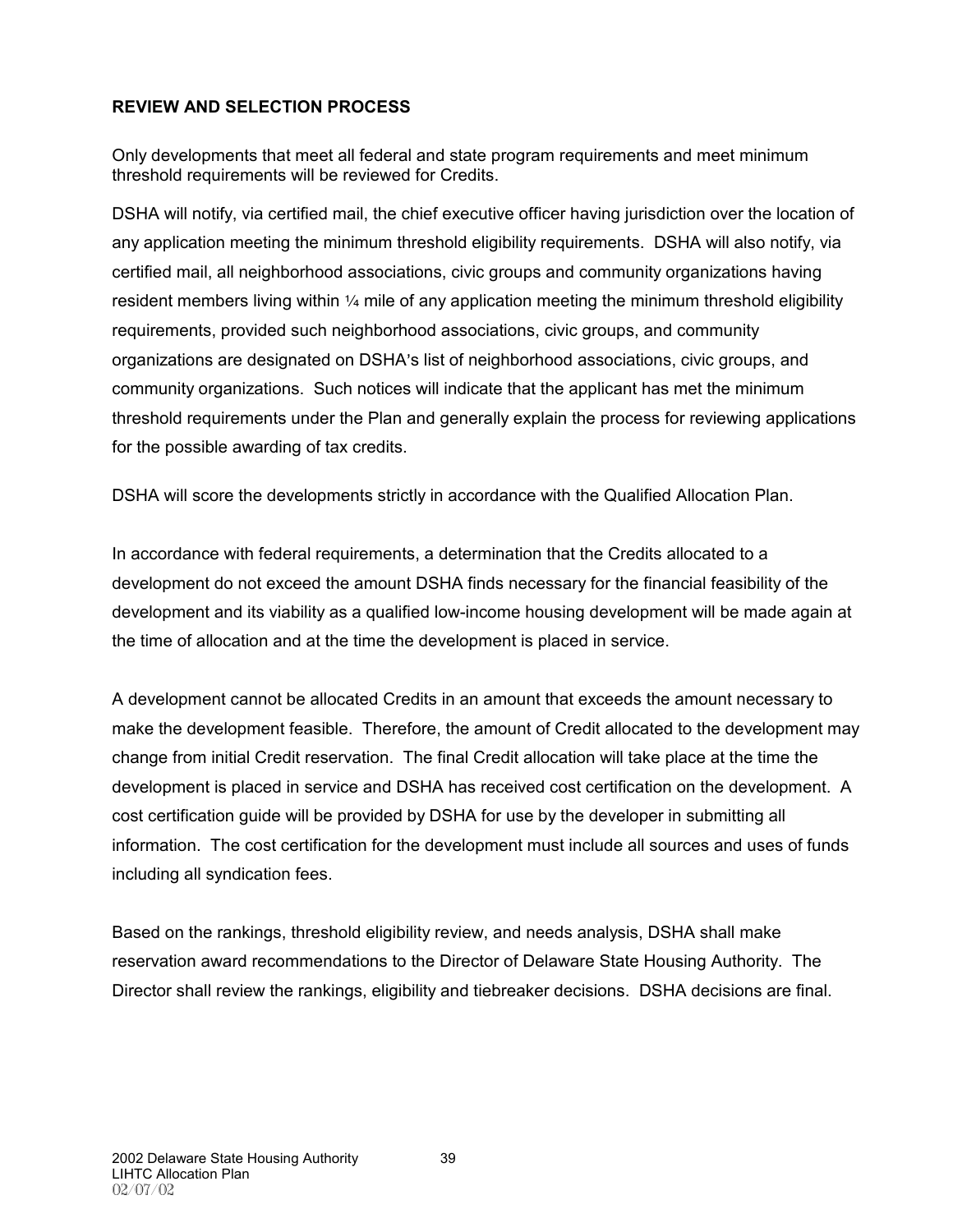**REVIEW AND SELECTION PROCESS**

Only developments that meet all federal and state program requirements and meet minimum threshold requirements will be reviewed for Credits.

DSHA will notify, via certified mail, the chief executive officer having jurisdiction over the location of any application meeting the minimum threshold eligibility requirements. DSHA will also notify, via certified mail, all neighborhood associations, civic groups and community organizations having resident members living within ¼ mile of any application meeting the minimum threshold eligibility requirements, provided such neighborhood associations, civic groups, and community organizations are designated on DSHA's list of neighborhood associations, civic groups, and community organizations. Such notices will indicate that the applicant has met the minimum threshold requirements under the Plan and generally explain the process for reviewing applications for the possible awarding of tax credits.

DSHA will score the developments strictly in accordance with the Qualified Allocation Plan.

In accordance with federal requirements, a determination that the Credits allocated to a development do not exceed the amount DSHA finds necessary for the financial feasibility of the development and its viability as a qualified low-income housing development will be made again at the time of allocation and at the time the development is placed in service.

A development cannot be allocated Credits in an amount that exceeds the amount necessary to make the development feasible. Therefore, the amount of Credit allocated to the development may change from initial Credit reservation. The final Credit allocation will take place at the time the development is placed in service and DSHA has received cost certification on the development. A cost certification guide will be provided by DSHA for use by the developer in submitting all information. The cost certification for the development must include all sources and uses of funds including all syndication fees.

Based on the rankings, threshold eligibility review, and needs analysis, DSHA shall make reservation award recommendations to the Director of Delaware State Housing Authority. The Director shall review the rankings, eligibility and tiebreaker decisions. DSHA decisions are final.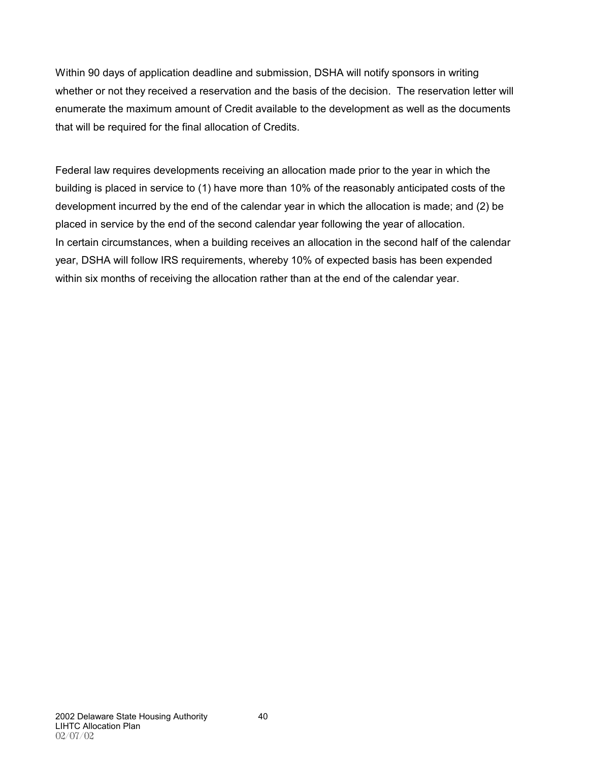Within 90 days of application deadline and submission, DSHA will notify sponsors in writing whether or not they received a reservation and the basis of the decision. The reservation letter will enumerate the maximum amount of Credit available to the development as well as the documents that will be required for the final allocation of Credits.

Federal law requires developments receiving an allocation made prior to the year in which the building is placed in service to (1) have more than 10% of the reasonably anticipated costs of the development incurred by the end of the calendar year in which the allocation is made; and (2) be placed in service by the end of the second calendar year following the year of allocation. In certain circumstances, when a building receives an allocation in the second half of the calendar year, DSHA will follow IRS requirements, whereby 10% of expected basis has been expended within six months of receiving the allocation rather than at the end of the calendar year.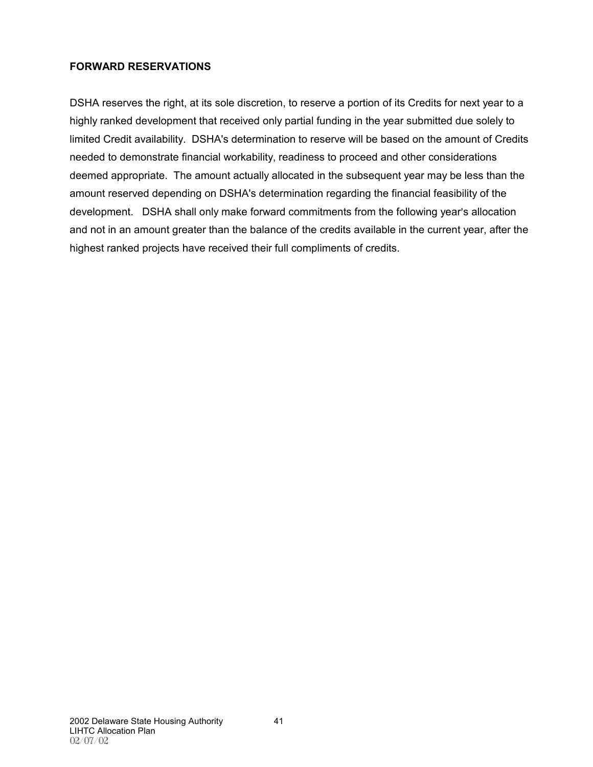## FORWARD RESERVATIONS

DSHA reserves the right, at its sole discretion, to reserve a portion of its Credits for next year to a highly ranked development that received only partial funding in the year submitted due solely to limited Credit availability. DSHA's determination to reserve will be based on the amount of Credits needed to demonstrate financial workability, readiness to proceed and other considerations deemed appropriate. The amount actually allocated in the subsequent year may be less than the amount reserved depending on DSHA's determination regarding the financial feasibility of the development. DSHA shall only make forward commitments from the following year's allocation and not in an amount greater than the balance of the credits available in the current year, after the highest ranked projects have received their full compliments of credits.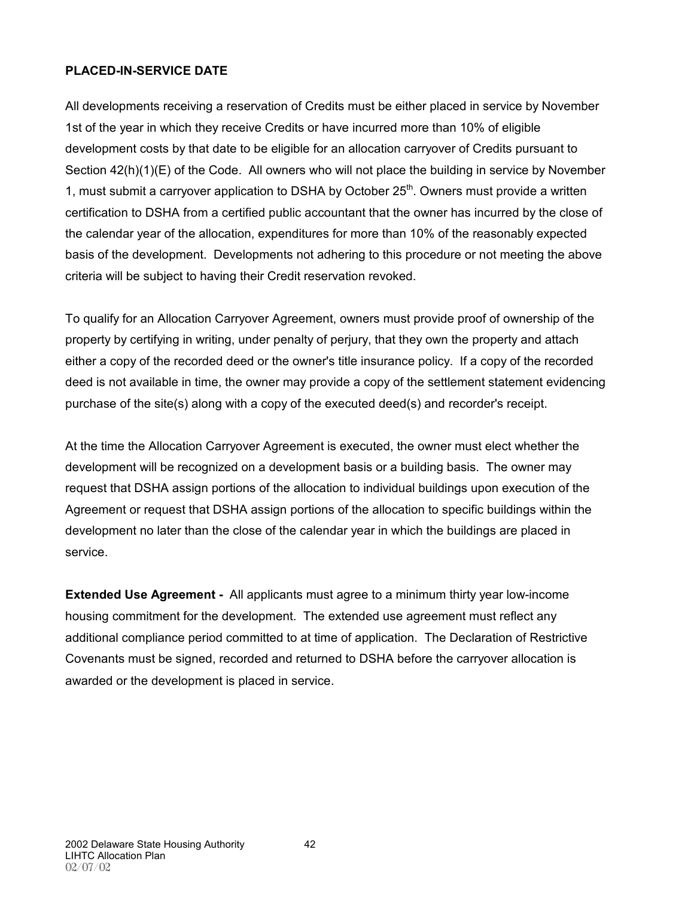**PLACED-IN-SERVICE DATE**

All developments receiving a reservation of Credits must be either placed in service by November 1st of the year in which they receive Credits or have incurred more than 10% of eligible development costs by that date to be eligible for an allocation carryover of Credits pursuant to Section 42(h)(1)(E) of the Code. All owners who will not place the building in service by November 1, must submit a carryover application to DSHA by October 25th. Owners must provide a written certification to DSHA from a certified public accountant that the owner has incurred by the close of the calendar year of the allocation, expenditures for more than 10% of the reasonably expected basis of the development. Developments not adhering to this procedure or not meeting the above criteria will be subject to having their Credit reservation revoked.

To qualify for an Allocation Carryover Agreement, owners must provide proof of ownership of the property by certifying in writing, under penalty of perjury, that they own the property and attach either a copy of the recorded deed or the owner's title insurance policy. If a copy of the recorded deed is not available in time, the owner may provide a copy of the settlement statement evidencing purchase of the site(s) along with a copy of the executed deed(s) and recorder's receipt.

At the time the Allocation Carryover Agreement is executed, the owner must elect whether the development will be recognized on a development basis or a building basis. The owner may request that DSHA assign portions of the allocation to individual buildings upon execution of the Agreement or request that DSHA assign portions of the allocation to specific buildings within the development no later than the close of the calendar year in which the buildings are placed in service.

**Extended Use Agreement -** All applicants must agree to a minimum thirty year low-income housing commitment for the development. The extended use agreement must reflect any additional compliance period committed to at time of application. The Declaration of Restrictive Covenants must be signed, recorded and returned to DSHA before the carryover allocation is awarded or the development is placed in service.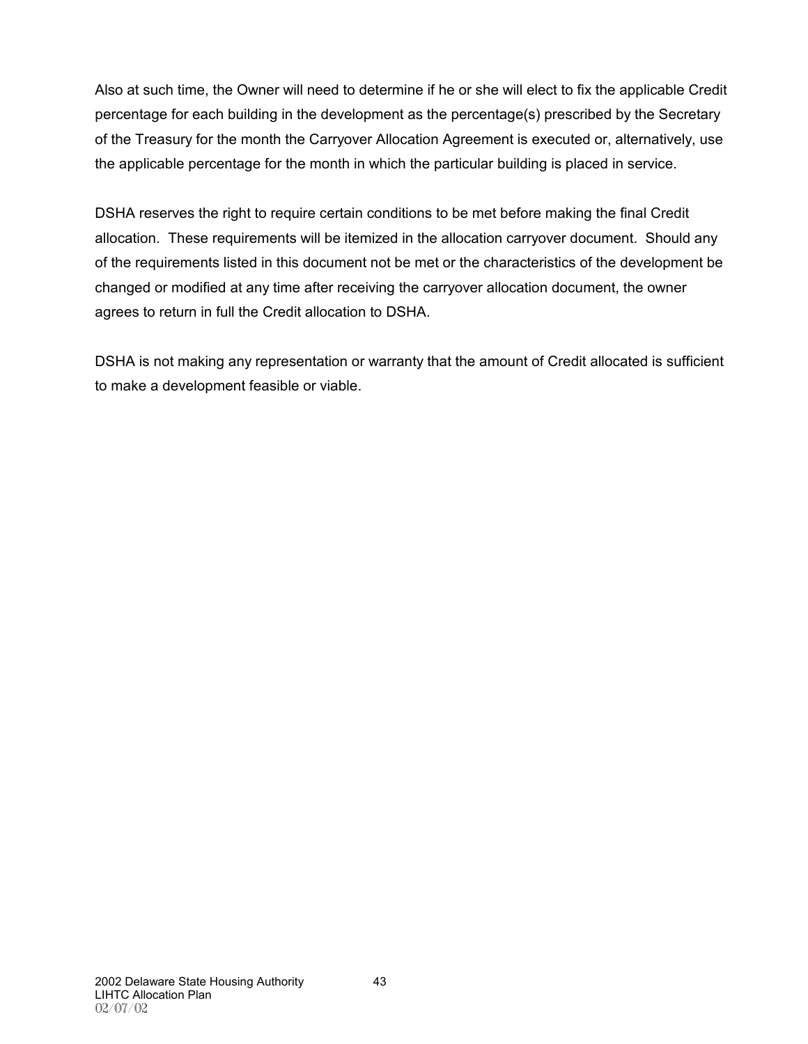Also at such time, the Owner will need to determine if he or she will elect to fix the applicable Credit percentage for each building in the development as the percentage(s) prescribed by the Secretary of the Treasury for the month the Carryover Allocation Agreement is executed or, alternatively, use the applicable percentage for the month in which the particular building is placed in service.

DSHA reserves the right to require certain conditions to be met before making the final Credit allocation. These requirements will be itemized in the allocation carryover document. Should any of the requirements listed in this document not be met or the characteristics of the development be changed or modified at any time after receiving the carryover allocation document, the owner agrees to return in full the Credit allocation to DSHA.

DSHA is not making any representation or warranty that the amount of Credit allocated is sufficient to make a development feasible or viable.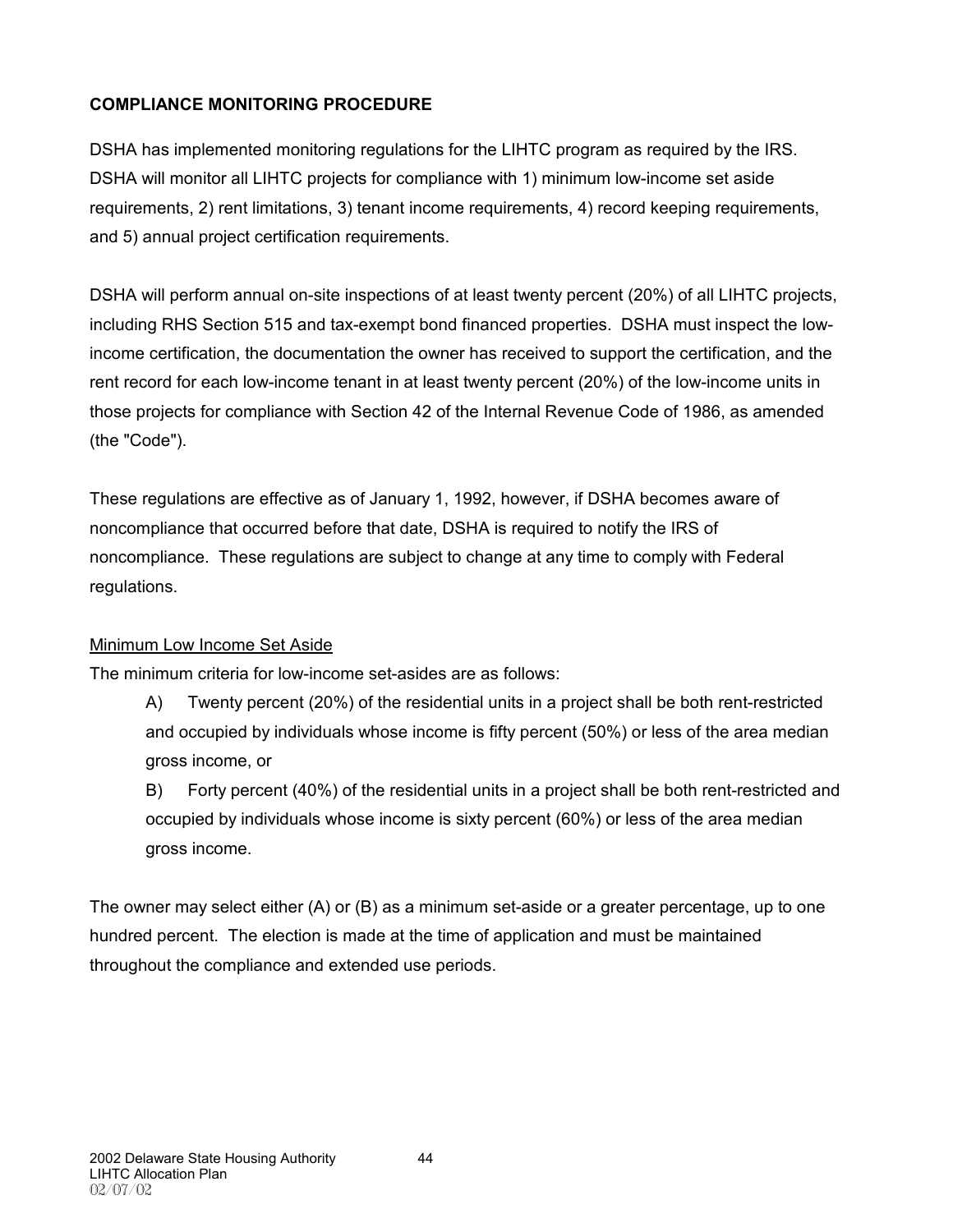**COMPLIANCE MONITORING PROCEDURE**

DSHA has implemented monitoring regulations for the LIHTC program as required by the IRS. DSHA will monitor all LIHTC projects for compliance with 1) minimum low-income set aside requirements, 2) rent limitations, 3) tenant income requirements, 4) record keeping requirements, and 5) annual project certification requirements.

DSHA will perform annual on-site inspections of at least twenty percent (20%) of all LIHTC projects, including RHS Section 515 and tax-exempt bond financed properties. DSHA must inspect the low-income certification, the documentation the owner has received to support the certification, and the rent record for each low-income tenant in at least twenty percent (20%) of the low-income units in those projects for compliance with Section 42 of the Internal Revenue Code of 1986, as amended (the "Code").

These regulations are effective as of January 1, 1992, however, if DSHA becomes aware of noncompliance that occurred before that date, DSHA is required to notify the IRS of noncompliance. These regulations are subject to change at any time to comply with Federal regulations.

<u>Minimum Low Income Set Aside</u>

The minimum criteria for low-income set-asides are as follows:

A) Twenty percent (20%) of the residential units in a project shall be both rent-restricted and occupied by individuals whose income is fifty percent (50%) or less of the area median gross income, or

B) Forty percent (40%) of the residential units in a project shall be both rent-restricted and occupied by individuals whose income is sixty percent (60%) or less of the area median gross income.

The owner may select either (A) or (B) as a minimum set-aside or a greater percentage, up to one hundred percent. The election is made at the time of application and must be maintained throughout the compliance and extended use periods.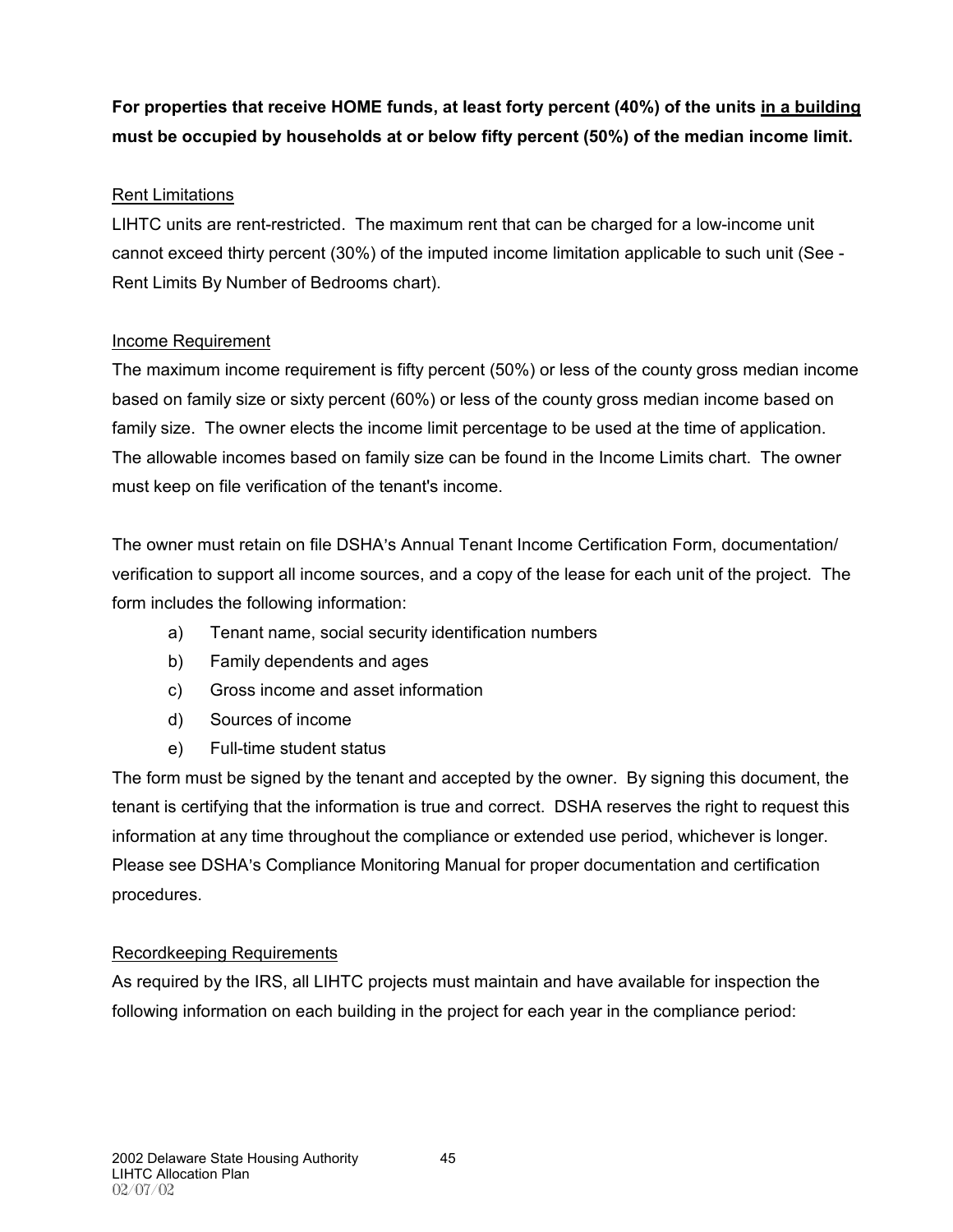**For properties that receive HOME funds, at least forty percent (40%) of the units <u>in a building</u> must be occupied by households at or below fifty percent (50%) of the median income limit.**

<u>Rent Limitations</u>

LIHTC units are rent-restricted. The maximum rent that can be charged for a low-income unit cannot exceed thirty percent (30%) of the imputed income limitation applicable to such unit (See - Rent Limits By Number of Bedrooms chart).

<u>Income Requirement</u>

The maximum income requirement is fifty percent (50%) or less of the county gross median income based on family size or sixty percent (60%) or less of the county gross median income based on family size. The owner elects the income limit percentage to be used at the time of application. The allowable incomes based on family size can be found in the Income Limits chart. The owner must keep on file verification of the tenant's income.

The owner must retain on file DSHA's Annual Tenant Income Certification Form, documentation/ verification to support all income sources, and a copy of the lease for each unit of the project. The form includes the following information:

a) Tenant name, social security identification numbers
b) Family dependents and ages
c) Gross income and asset information
d) Sources of income
e) Full-time student status

The form must be signed by the tenant and accepted by the owner. By signing this document, the tenant is certifying that the information is true and correct. DSHA reserves the right to request this information at any time throughout the compliance or extended use period, whichever is longer. Please see DSHA's Compliance Monitoring Manual for proper documentation and certification procedures.

<u>Recordkeeping Requirements</u>

As required by the IRS, all LIHTC projects must maintain and have available for inspection the following information on each building in the project for each year in the compliance period: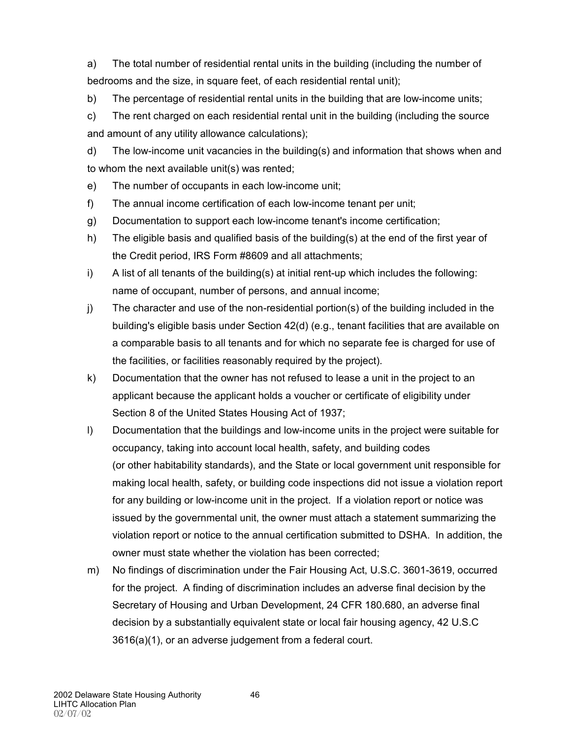a) The total number of residential rental units in the building (including the number of bedrooms and the size, in square feet, of each residential rental unit);

b) The percentage of residential rental units in the building that are low-income units;

c) The rent charged on each residential rental unit in the building (including the source and amount of any utility allowance calculations);

d) The low-income unit vacancies in the building(s) and information that shows when and to whom the next available unit(s) was rented;

e) The number of occupants in each low-income unit;

f) The annual income certification of each low-income tenant per unit;

g) Documentation to support each low-income tenant's income certification;

h) The eligible basis and qualified basis of the building(s) at the end of the first year of the Credit period, IRS Form #8609 and all attachments;

i) A list of all tenants of the building(s) at initial rent-up which includes the following: name of occupant, number of persons, and annual income;

j) The character and use of the non-residential portion(s) of the building included in the building's eligible basis under Section 42(d) (e.g., tenant facilities that are available on a comparable basis to all tenants and for which no separate fee is charged for use of the facilities, or facilities reasonably required by the project).

k) Documentation that the owner has not refused to lease a unit in the project to an applicant because the applicant holds a voucher or certificate of eligibility under Section 8 of the United States Housing Act of 1937;

l) Documentation that the buildings and low-income units in the project were suitable for occupancy, taking into account local health, safety, and building codes (or other habitability standards), and the State or local government unit responsible for making local health, safety, or building code inspections did not issue a violation report for any building or low-income unit in the project. If a violation report or notice was issued by the governmental unit, the owner must attach a statement summarizing the violation report or notice to the annual certification submitted to DSHA. In addition, the owner must state whether the violation has been corrected;

m) No findings of discrimination under the Fair Housing Act, U.S.C. 3601-3619, occurred for the project. A finding of discrimination includes an adverse final decision by the Secretary of Housing and Urban Development, 24 CFR 180.680, an adverse final decision by a substantially equivalent state or local fair housing agency, 42 U.S.C 3616(a)(1), or an adverse judgement from a federal court.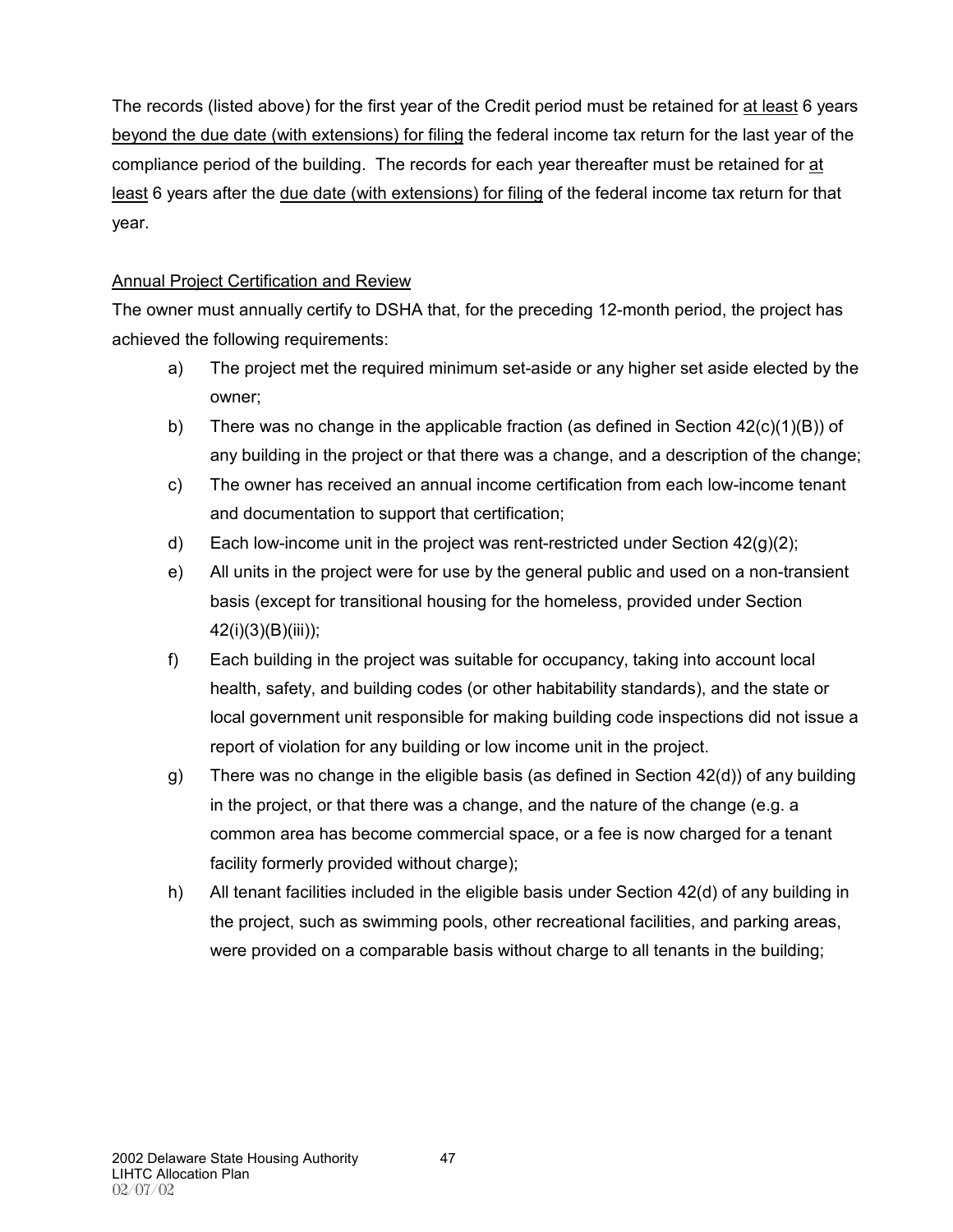The records (listed above) for the first year of the Credit period must be retained for <u>at least</u> 6 years <u>beyond the due date (with extensions) for filing</u> the federal income tax return for the last year of the compliance period of the building. The records for each year thereafter must be retained for <u>at least</u> 6 years after the <u>due date (with extensions) for filing</u> of the federal income tax return for that year.

<u>Annual Project Certification and Review</u>

The owner must annually certify to DSHA that, for the preceding 12-month period, the project has achieved the following requirements:

a) The project met the required minimum set-aside or any higher set aside elected by the owner;

b) There was no change in the applicable fraction (as defined in Section 42(c)(1)(B)) of any building in the project or that there was a change, and a description of the change;

c) The owner has received an annual income certification from each low-income tenant and documentation to support that certification;

d) Each low-income unit in the project was rent-restricted under Section 42(g)(2);

e) All units in the project were for use by the general public and used on a non-transient basis (except for transitional housing for the homeless, provided under Section 42(i)(3)(B)(iii));

f) Each building in the project was suitable for occupancy, taking into account local health, safety, and building codes (or other habitability standards), and the state or local government unit responsible for making building code inspections did not issue a report of violation for any building or low income unit in the project.

g) There was no change in the eligible basis (as defined in Section 42(d)) of any building in the project, or that there was a change, and the nature of the change (e.g. a common area has become commercial space, or a fee is now charged for a tenant facility formerly provided without charge);

h) All tenant facilities included in the eligible basis under Section 42(d) of any building in the project, such as swimming pools, other recreational facilities, and parking areas, were provided on a comparable basis without charge to all tenants in the building;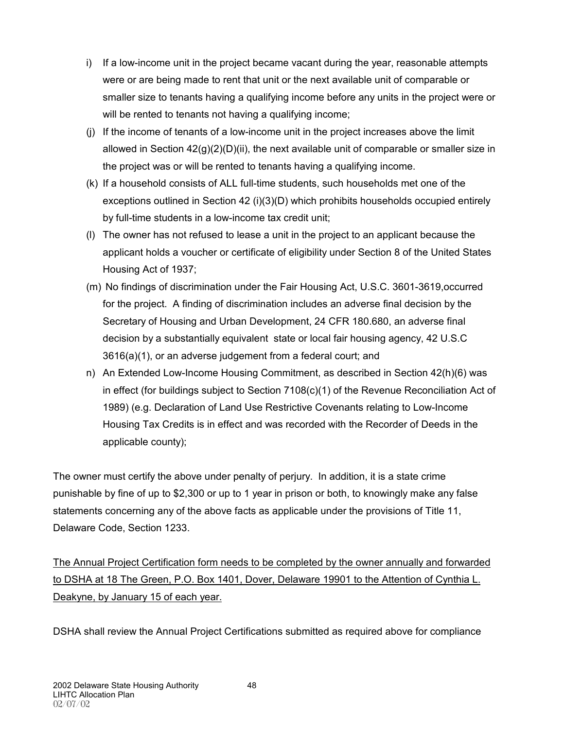i) If a low-income unit in the project became vacant during the year, reasonable attempts were or are being made to rent that unit or the next available unit of comparable or smaller size to tenants having a qualifying income before any units in the project were or will be rented to tenants not having a qualifying income;

(j) If the income of tenants of a low-income unit in the project increases above the limit allowed in Section 42(g)(2)(D)(ii), the next available unit of comparable or smaller size in the project was or will be rented to tenants having a qualifying income.

(k) If a household consists of ALL full-time students, such households met one of the exceptions outlined in Section 42 (i)(3)(D) which prohibits households occupied entirely by full-time students in a low-income tax credit unit;

(l) The owner has not refused to lease a unit in the project to an applicant because the applicant holds a voucher or certificate of eligibility under Section 8 of the United States Housing Act of 1937;

(m) No findings of discrimination under the Fair Housing Act, U.S.C. 3601-3619,occurred for the project. A finding of discrimination includes an adverse final decision by the Secretary of Housing and Urban Development, 24 CFR 180.680, an adverse final decision by a substantially equivalent state or local fair housing agency, 42 U.S.C 3616(a)(1), or an adverse judgement from a federal court; and

n) An Extended Low-Income Housing Commitment, as described in Section 42(h)(6) was in effect (for buildings subject to Section 7108(c)(1) of the Revenue Reconciliation Act of 1989) (e.g. Declaration of Land Use Restrictive Covenants relating to Low-Income Housing Tax Credits is in effect and was recorded with the Recorder of Deeds in the applicable county);

The owner must certify the above under penalty of perjury. In addition, it is a state crime punishable by fine of up to $2,300 or up to 1 year in prison or both, to knowingly make any false statements concerning any of the above facts as applicable under the provisions of Title 11, Delaware Code, Section 1233.

<u>The Annual Project Certification form needs to be completed by the owner annually and forwarded to DSHA at 18 The Green, P.O. Box 1401, Dover, Delaware 19901 to the Attention of Cynthia L. Deakyne, by January 15 of each year.</u>

DSHA shall review the Annual Project Certifications submitted as required above for compliance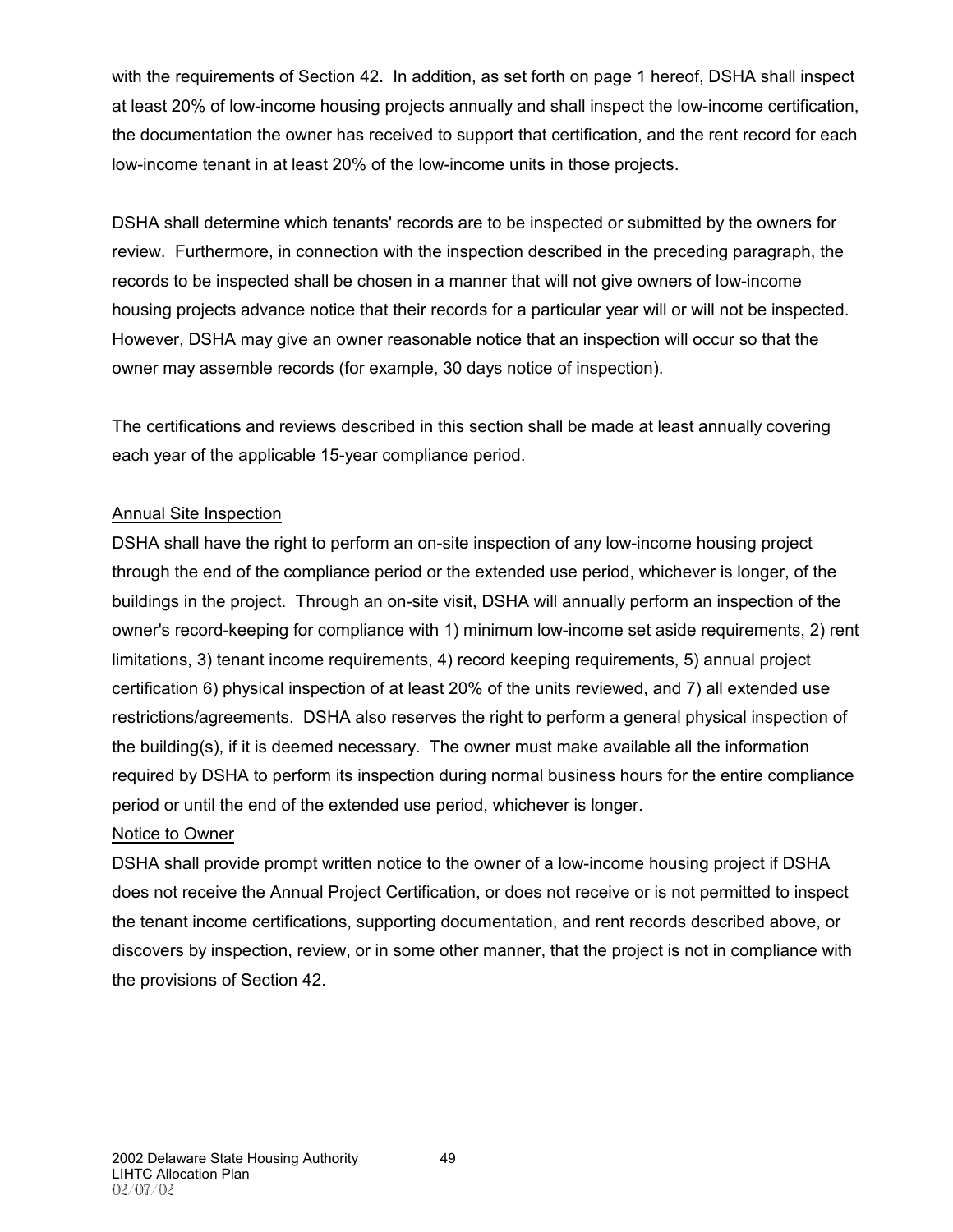with the requirements of Section 42. In addition, as set forth on page 1 hereof, DSHA shall inspect at least 20% of low-income housing projects annually and shall inspect the low-income certification, the documentation the owner has received to support that certification, and the rent record for each low-income tenant in at least 20% of the low-income units in those projects.

DSHA shall determine which tenants' records are to be inspected or submitted by the owners for review. Furthermore, in connection with the inspection described in the preceding paragraph, the records to be inspected shall be chosen in a manner that will not give owners of low-income housing projects advance notice that their records for a particular year will or will not be inspected. However, DSHA may give an owner reasonable notice that an inspection will occur so that the owner may assemble records (for example, 30 days notice of inspection).

The certifications and reviews described in this section shall be made at least annually covering each year of the applicable 15-year compliance period.

Annual Site Inspection

DSHA shall have the right to perform an on-site inspection of any low-income housing project through the end of the compliance period or the extended use period, whichever is longer, of the buildings in the project. Through an on-site visit, DSHA will annually perform an inspection of the owner's record-keeping for compliance with 1) minimum low-income set aside requirements, 2) rent limitations, 3) tenant income requirements, 4) record keeping requirements, 5) annual project certification 6) physical inspection of at least 20% of the units reviewed, and 7) all extended use restrictions/agreements. DSHA also reserves the right to perform a general physical inspection of the building(s), if it is deemed necessary. The owner must make available all the information required by DSHA to perform its inspection during normal business hours for the entire compliance period or until the end of the extended use period, whichever is longer.

Notice to Owner

DSHA shall provide prompt written notice to the owner of a low-income housing project if DSHA does not receive the Annual Project Certification, or does not receive or is not permitted to inspect the tenant income certifications, supporting documentation, and rent records described above, or discovers by inspection, review, or in some other manner, that the project is not in compliance with the provisions of Section 42.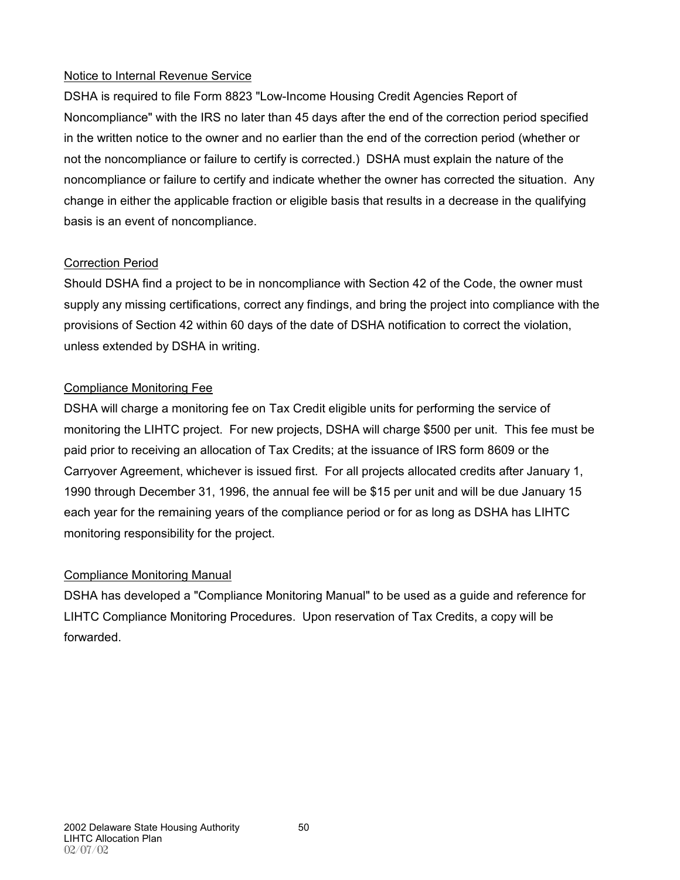Notice to Internal Revenue Service

DSHA is required to file Form 8823 "Low-Income Housing Credit Agencies Report of Noncompliance" with the IRS no later than 45 days after the end of the correction period specified in the written notice to the owner and no earlier than the end of the correction period (whether or not the noncompliance or failure to certify is corrected.) DSHA must explain the nature of the noncompliance or failure to certify and indicate whether the owner has corrected the situation. Any change in either the applicable fraction or eligible basis that results in a decrease in the qualifying basis is an event of noncompliance.

Correction Period

Should DSHA find a project to be in noncompliance with Section 42 of the Code, the owner must supply any missing certifications, correct any findings, and bring the project into compliance with the provisions of Section 42 within 60 days of the date of DSHA notification to correct the violation, unless extended by DSHA in writing.

Compliance Monitoring Fee

DSHA will charge a monitoring fee on Tax Credit eligible units for performing the service of monitoring the LIHTC project. For new projects, DSHA will charge $500 per unit. This fee must be paid prior to receiving an allocation of Tax Credits; at the issuance of IRS form 8609 or the Carryover Agreement, whichever is issued first. For all projects allocated credits after January 1, 1990 through December 31, 1996, the annual fee will be $15 per unit and will be due January 15 each year for the remaining years of the compliance period or for as long as DSHA has LIHTC monitoring responsibility for the project.

Compliance Monitoring Manual

DSHA has developed a "Compliance Monitoring Manual" to be used as a guide and reference for LIHTC Compliance Monitoring Procedures. Upon reservation of Tax Credits, a copy will be forwarded.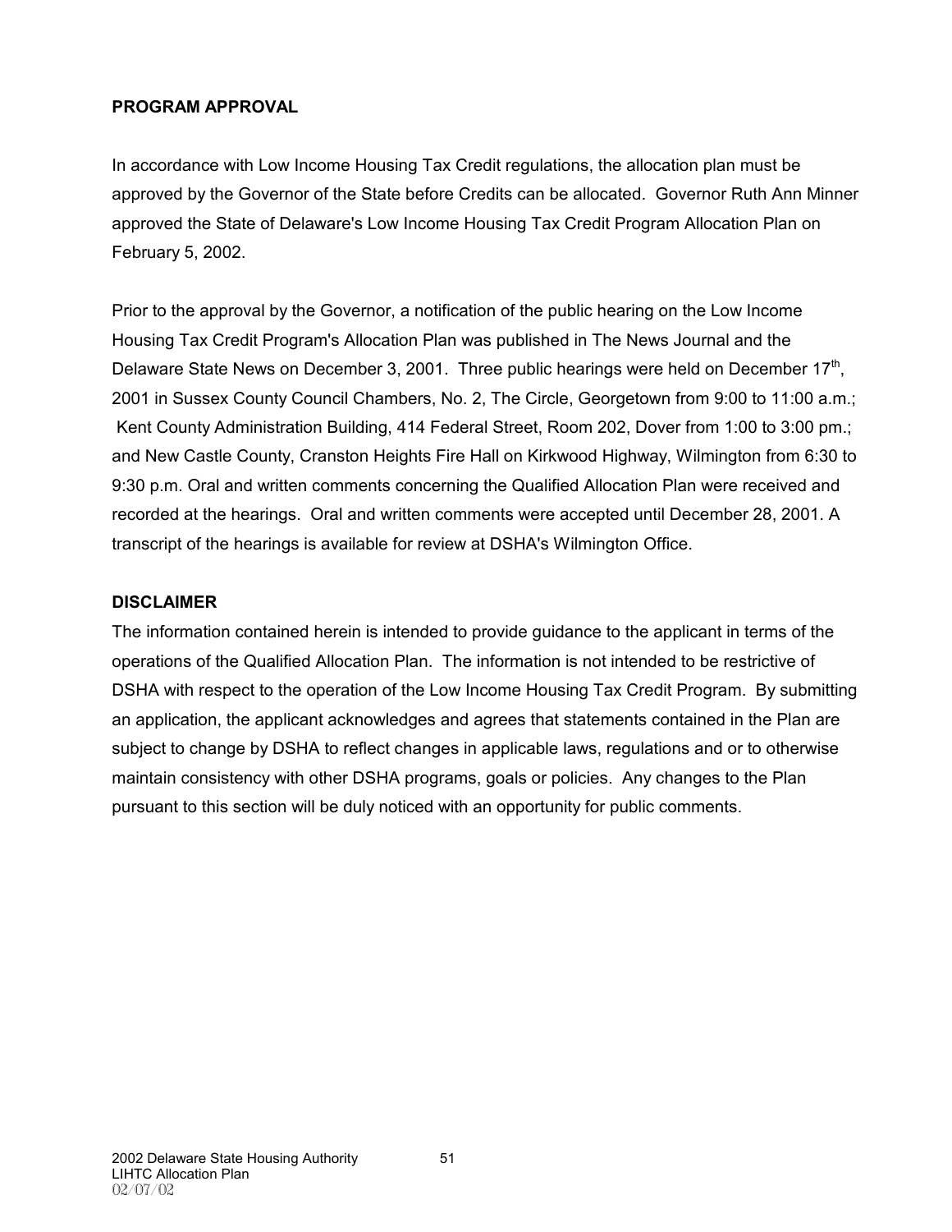**PROGRAM APPROVAL**

In accordance with Low Income Housing Tax Credit regulations, the allocation plan must be approved by the Governor of the State before Credits can be allocated. Governor Ruth Ann Minner approved the State of Delaware's Low Income Housing Tax Credit Program Allocation Plan on February 5, 2002.

Prior to the approval by the Governor, a notification of the public hearing on the Low Income Housing Tax Credit Program's Allocation Plan was published in The News Journal and the Delaware State News on December 3, 2001. Three public hearings were held on December 17th, 2001 in Sussex County Council Chambers, No. 2, The Circle, Georgetown from 9:00 to 11:00 a.m.; Kent County Administration Building, 414 Federal Street, Room 202, Dover from 1:00 to 3:00 pm.; and New Castle County, Cranston Heights Fire Hall on Kirkwood Highway, Wilmington from 6:30 to 9:30 p.m. Oral and written comments concerning the Qualified Allocation Plan were received and recorded at the hearings. Oral and written comments were accepted until December 28, 2001. A transcript of the hearings is available for review at DSHA's Wilmington Office.

**DISCLAIMER**

The information contained herein is intended to provide guidance to the applicant in terms of the operations of the Qualified Allocation Plan. The information is not intended to be restrictive of DSHA with respect to the operation of the Low Income Housing Tax Credit Program. By submitting an application, the applicant acknowledges and agrees that statements contained in the Plan are subject to change by DSHA to reflect changes in applicable laws, regulations and or to otherwise maintain consistency with other DSHA programs, goals or policies. Any changes to the Plan pursuant to this section will be duly noticed with an opportunity for public comments.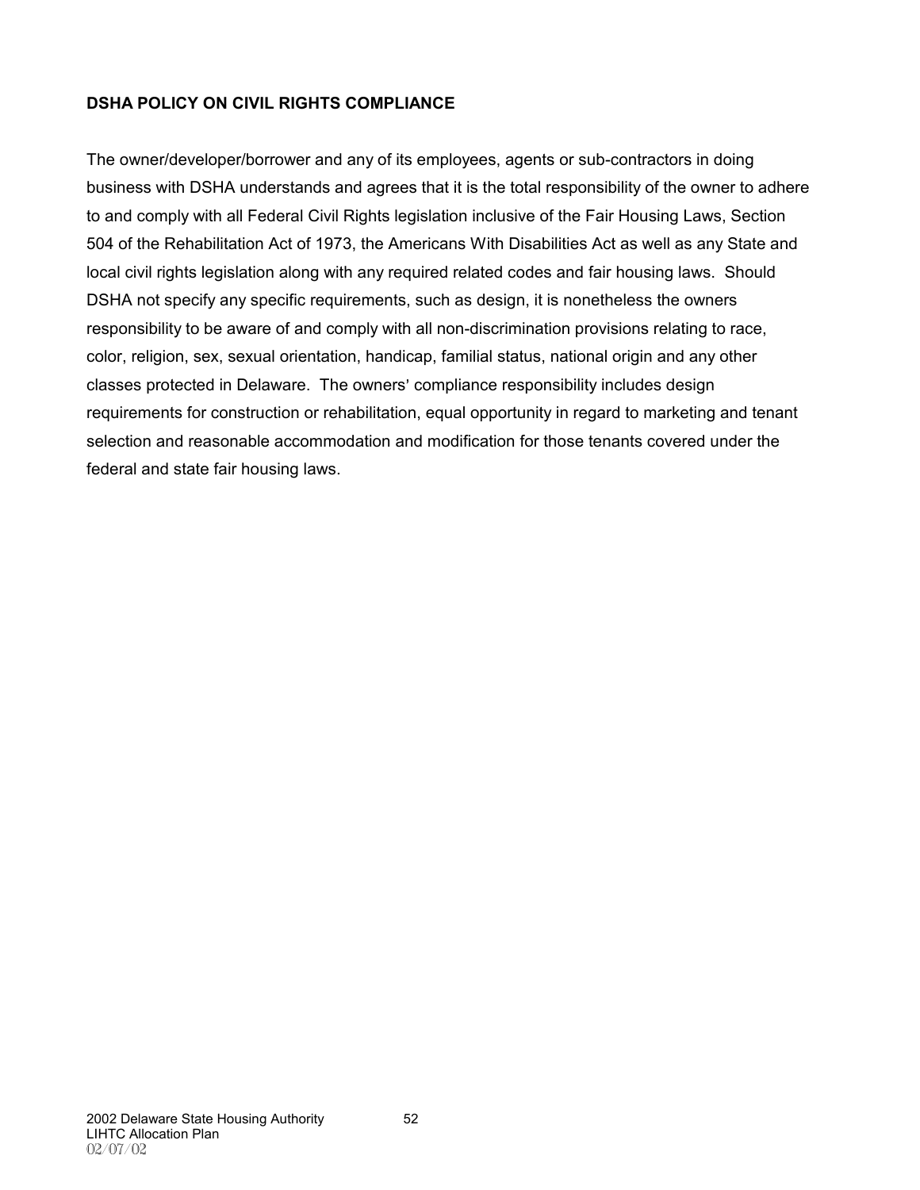**DSHA POLICY ON CIVIL RIGHTS COMPLIANCE**

The owner/developer/borrower and any of its employees, agents or sub-contractors in doing business with DSHA understands and agrees that it is the total responsibility of the owner to adhere to and comply with all Federal Civil Rights legislation inclusive of the Fair Housing Laws, Section 504 of the Rehabilitation Act of 1973, the Americans With Disabilities Act as well as any State and local civil rights legislation along with any required related codes and fair housing laws. Should DSHA not specify any specific requirements, such as design, it is nonetheless the owners responsibility to be aware of and comply with all non-discrimination provisions relating to race, color, religion, sex, sexual orientation, handicap, familial status, national origin and any other classes protected in Delaware. The owners' compliance responsibility includes design requirements for construction or rehabilitation, equal opportunity in regard to marketing and tenant selection and reasonable accommodation and modification for those tenants covered under the federal and state fair housing laws.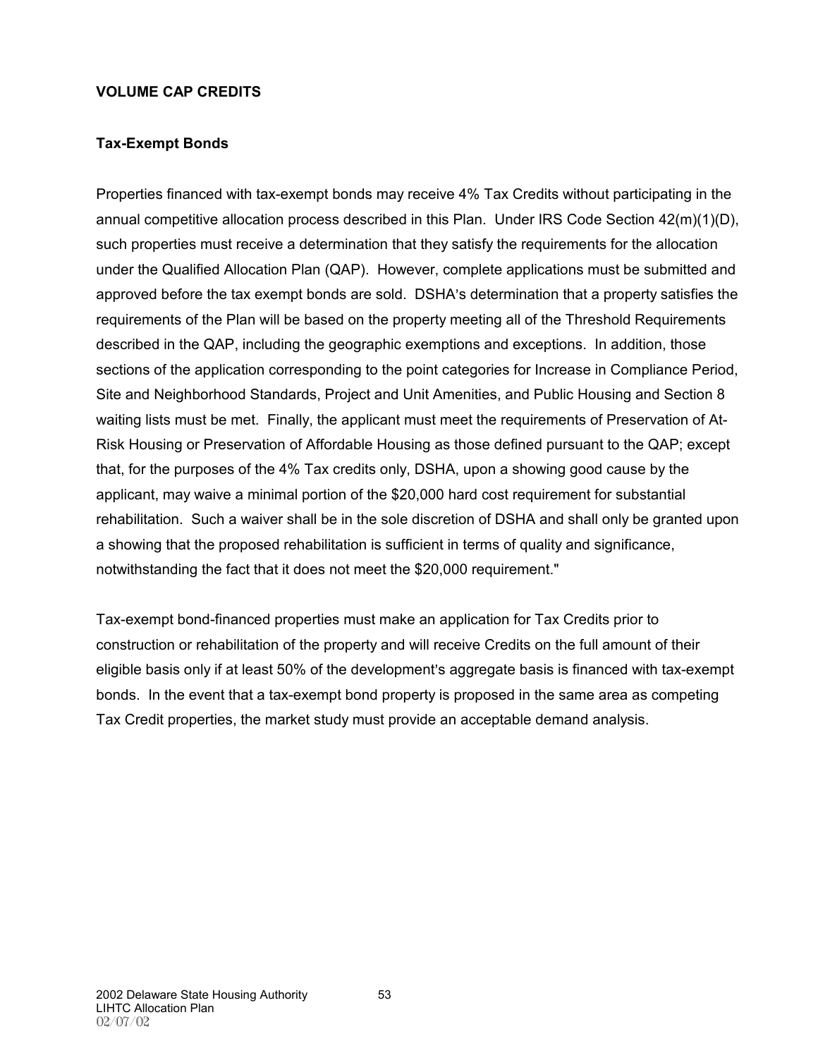## VOLUME CAP CREDITS

### Tax-Exempt Bonds

Properties financed with tax-exempt bonds may receive 4% Tax Credits without participating in the annual competitive allocation process described in this Plan. Under IRS Code Section 42(m)(1)(D), such properties must receive a determination that they satisfy the requirements for the allocation under the Qualified Allocation Plan (QAP). However, complete applications must be submitted and approved before the tax exempt bonds are sold. DSHA's determination that a property satisfies the requirements of the Plan will be based on the property meeting all of the Threshold Requirements described in the QAP, including the geographic exemptions and exceptions. In addition, those sections of the application corresponding to the point categories for Increase in Compliance Period, Site and Neighborhood Standards, Project and Unit Amenities, and Public Housing and Section 8 waiting lists must be met. Finally, the applicant must meet the requirements of Preservation of At-Risk Housing or Preservation of Affordable Housing as those defined pursuant to the QAP; except that, for the purposes of the 4% Tax credits only, DSHA, upon a showing good cause by the applicant, may waive a minimal portion of the $20,000 hard cost requirement for substantial rehabilitation. Such a waiver shall be in the sole discretion of DSHA and shall only be granted upon a showing that the proposed rehabilitation is sufficient in terms of quality and significance, notwithstanding the fact that it does not meet the $20,000 requirement."

Tax-exempt bond-financed properties must make an application for Tax Credits prior to construction or rehabilitation of the property and will receive Credits on the full amount of their eligible basis only if at least 50% of the development's aggregate basis is financed with tax-exempt bonds. In the event that a tax-exempt bond property is proposed in the same area as competing Tax Credit properties, the market study must provide an acceptable demand analysis.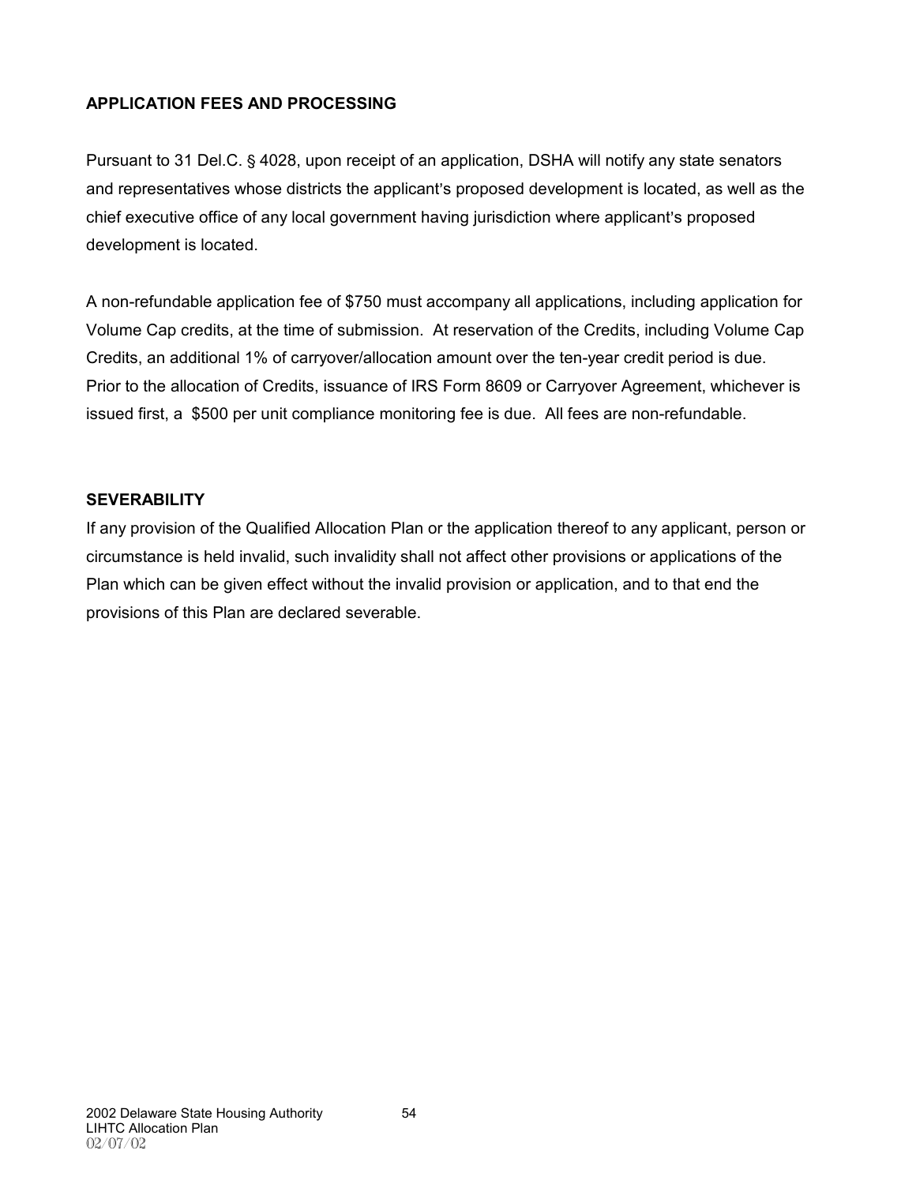## APPLICATION FEES AND PROCESSING

Pursuant to 31 Del.C. § 4028, upon receipt of an application, DSHA will notify any state senators and representatives whose districts the applicant's proposed development is located, as well as the chief executive office of any local government having jurisdiction where applicant's proposed development is located.

A non-refundable application fee of $750 must accompany all applications, including application for Volume Cap credits, at the time of submission. At reservation of the Credits, including Volume Cap Credits, an additional 1% of carryover/allocation amount over the ten-year credit period is due. Prior to the allocation of Credits, issuance of IRS Form 8609 or Carryover Agreement, whichever is issued first, a $500 per unit compliance monitoring fee is due. All fees are non-refundable.

## SEVERABILITY

If any provision of the Qualified Allocation Plan or the application thereof to any applicant, person or circumstance is held invalid, such invalidity shall not affect other provisions or applications of the Plan which can be given effect without the invalid provision or application, and to that end the provisions of this Plan are declared severable.